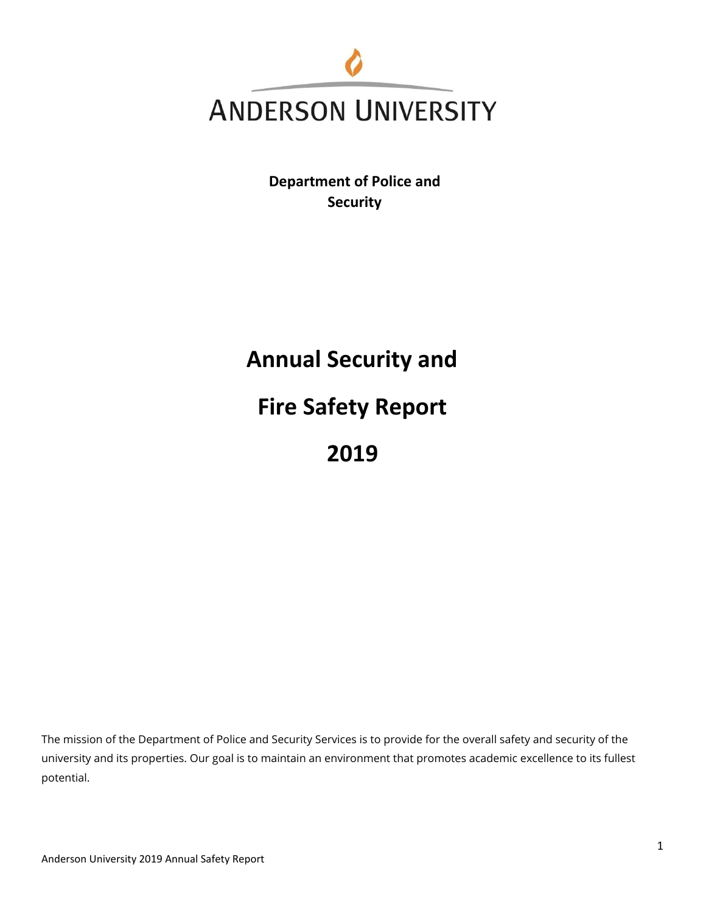# ANDERSON UNIVERSITY

**Department of Police and Security**

# Annual Security and Fire Safety Report 2019

The mission of the Department of Police and Security Services is to provide for the overall safety and security of the university and its properties. Our goal is to maintain an environment that promotes academic excellence to its fullest potential.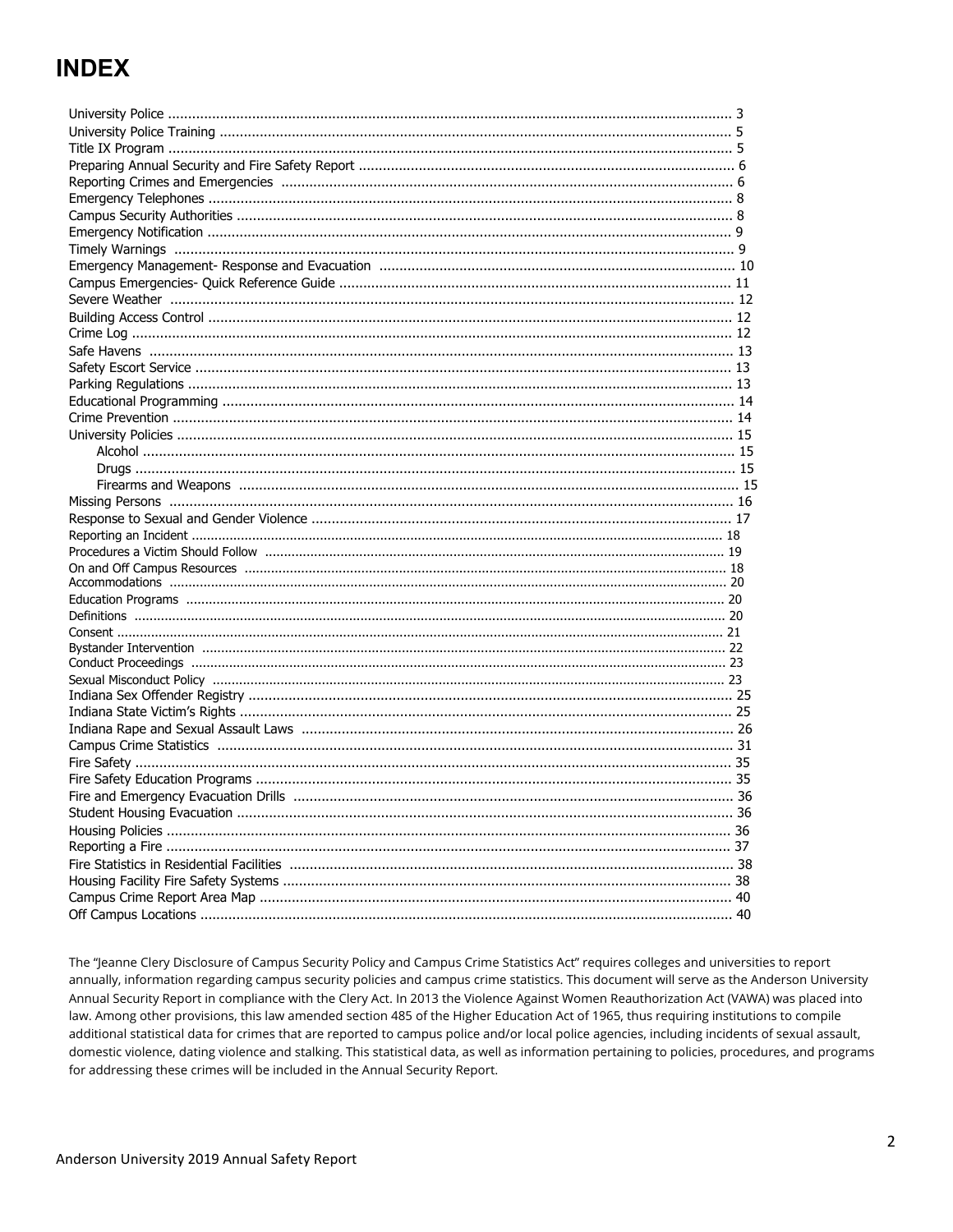# INDEX

University Police ........................................................................................................ 3
University Police Training ............................................................................................ 5
Title IX Program .......................................................................................................... 5
Preparing Annual Security and Fire Safety Report ...................................................... 6
Reporting Crimes and Emergencies ............................................................................ 6
Emergency Telephones ................................................................................................ 8
Campus Security Authorities ........................................................................................ 8
Emergency Notification ................................................................................................ 9
Timely Warnings .......................................................................................................... 9
Emergency Management- Response and Evacuation .................................................. 10
Campus Emergencies- Quick Reference Guide ........................................................... 11
Severe Weather ............................................................................................................ 12
Building Access Control ............................................................................................... 12
Crime Log ..................................................................................................................... 12
Safe Havens .................................................................................................................. 13
Safety Escort Service ................................................................................................... 13
Parking Regulations ..................................................................................................... 13
Educational Programming ............................................................................................ 14
Crime Prevention ......................................................................................................... 14
University Policies ........................................................................................................ 15
- Alcohol ......................................................................................................................... 15
- Drugs ........................................................................................................................... 15
- Firearms and Weapons ................................................................................................ 15

Missing Persons ........................................................................................................... 16
Response to Sexual and Gender Violence .................................................................... 17
Reporting an Incident ................................................................................................... 18
Procedures a Victim Should Follow ............................................................................... 19
On and Off Campus Resources ..................................................................................... 18
Accommodations ......................................................................................................... 20
Education Programs ..................................................................................................... 20
Definitions ................................................................................................................... 20
Consent ....................................................................................................................... 21
Bystander Intervention ................................................................................................. 22
Conduct Proceedings .................................................................................................... 23
Sexual Misconduct Policy ............................................................................................. 23
Indiana Sex Offender Registry ...................................................................................... 25
Indiana State Victim's Rights ......................................................................................... 25
Indiana Rape and Sexual Assault Laws ......................................................................... 26
Campus Crime Statistics .............................................................................................. 31
Fire Safety .................................................................................................................... 35
Fire Safety Education Programs ................................................................................... 35
Fire and Emergency Evacuation Drills .......................................................................... 36
Student Housing Evacuation ........................................................................................ 36
Housing Policies .......................................................................................................... 36
Reporting a Fire ........................................................................................................... 37
Fire Statistics in Residential Facilities .......................................................................... 38
Housing Facility Fire Safety Systems ............................................................................ 38
Campus Crime Report Area Map .................................................................................. 40
Off Campus Locations .................................................................................................. 40

The "Jeanne Clery Disclosure of Campus Security Policy and Campus Crime Statistics Act" requires colleges and universities to report annually, information regarding campus security policies and campus crime statistics. This document will serve as the Anderson University Annual Security Report in compliance with the Clery Act. In 2013 the Violence Against Women Reauthorization Act (VAWA) was placed into law. Among other provisions, this law amended section 485 of the Higher Education Act of 1965, thus requiring institutions to compile additional statistical data for crimes that are reported to campus police and/or local police agencies, including incidents of sexual assault, domestic violence, dating violence and stalking. This statistical data, as well as information pertaining to policies, procedures, and programs for addressing these crimes will be included in the Annual Security Report.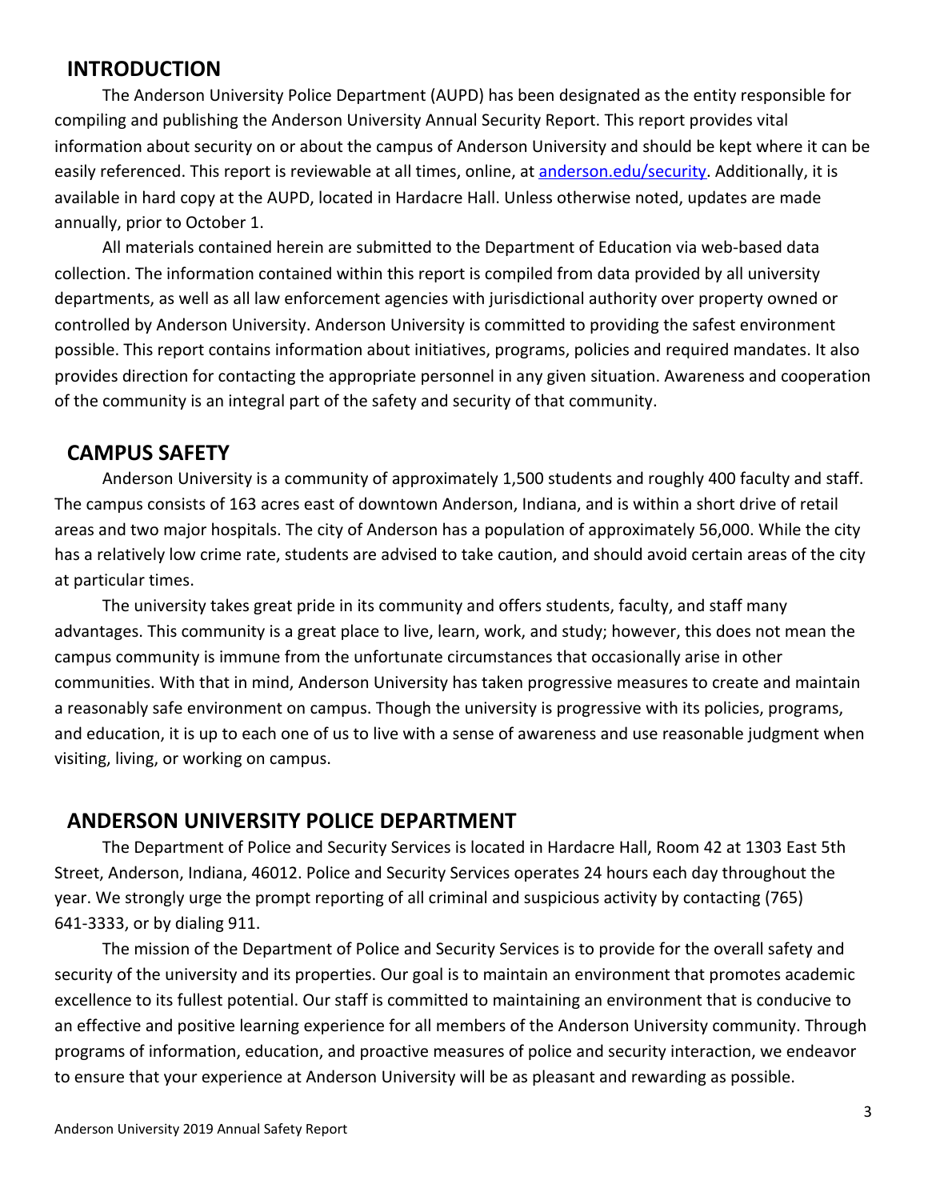## INTRODUCTION

The Anderson University Police Department (AUPD) has been designated as the entity responsible for compiling and publishing the Anderson University Annual Security Report. This report provides vital information about security on or about the campus of Anderson University and should be kept where it can be easily referenced. This report is reviewable at all times, online, at [anderson.edu/security](anderson.edu/security). Additionally, it is available in hard copy at the AUPD, located in Hardacre Hall. Unless otherwise noted, updates are made annually, prior to October 1.

All materials contained herein are submitted to the Department of Education via web-based data collection. The information contained within this report is compiled from data provided by all university departments, as well as all law enforcement agencies with jurisdictional authority over property owned or controlled by Anderson University. Anderson University is committed to providing the safest environment possible. This report contains information about initiatives, programs, policies and required mandates. It also provides direction for contacting the appropriate personnel in any given situation. Awareness and cooperation of the community is an integral part of the safety and security of that community.

## CAMPUS SAFETY

Anderson University is a community of approximately 1,500 students and roughly 400 faculty and staff. The campus consists of 163 acres east of downtown Anderson, Indiana, and is within a short drive of retail areas and two major hospitals. The city of Anderson has a population of approximately 56,000. While the city has a relatively low crime rate, students are advised to take caution, and should avoid certain areas of the city at particular times.

The university takes great pride in its community and offers students, faculty, and staff many advantages. This community is a great place to live, learn, work, and study; however, this does not mean the campus community is immune from the unfortunate circumstances that occasionally arise in other communities. With that in mind, Anderson University has taken progressive measures to create and maintain a reasonably safe environment on campus. Though the university is progressive with its policies, programs, and education, it is up to each one of us to live with a sense of awareness and use reasonable judgment when visiting, living, or working on campus.

## ANDERSON UNIVERSITY POLICE DEPARTMENT

The Department of Police and Security Services is located in Hardacre Hall, Room 42 at 1303 East 5th Street, Anderson, Indiana, 46012. Police and Security Services operates 24 hours each day throughout the year. We strongly urge the prompt reporting of all criminal and suspicious activity by contacting (765) 641-3333, or by dialing 911.

The mission of the Department of Police and Security Services is to provide for the overall safety and security of the university and its properties. Our goal is to maintain an environment that promotes academic excellence to its fullest potential. Our staff is committed to maintaining an environment that is conducive to an effective and positive learning experience for all members of the Anderson University community. Through programs of information, education, and proactive measures of police and security interaction, we endeavor to ensure that your experience at Anderson University will be as pleasant and rewarding as possible.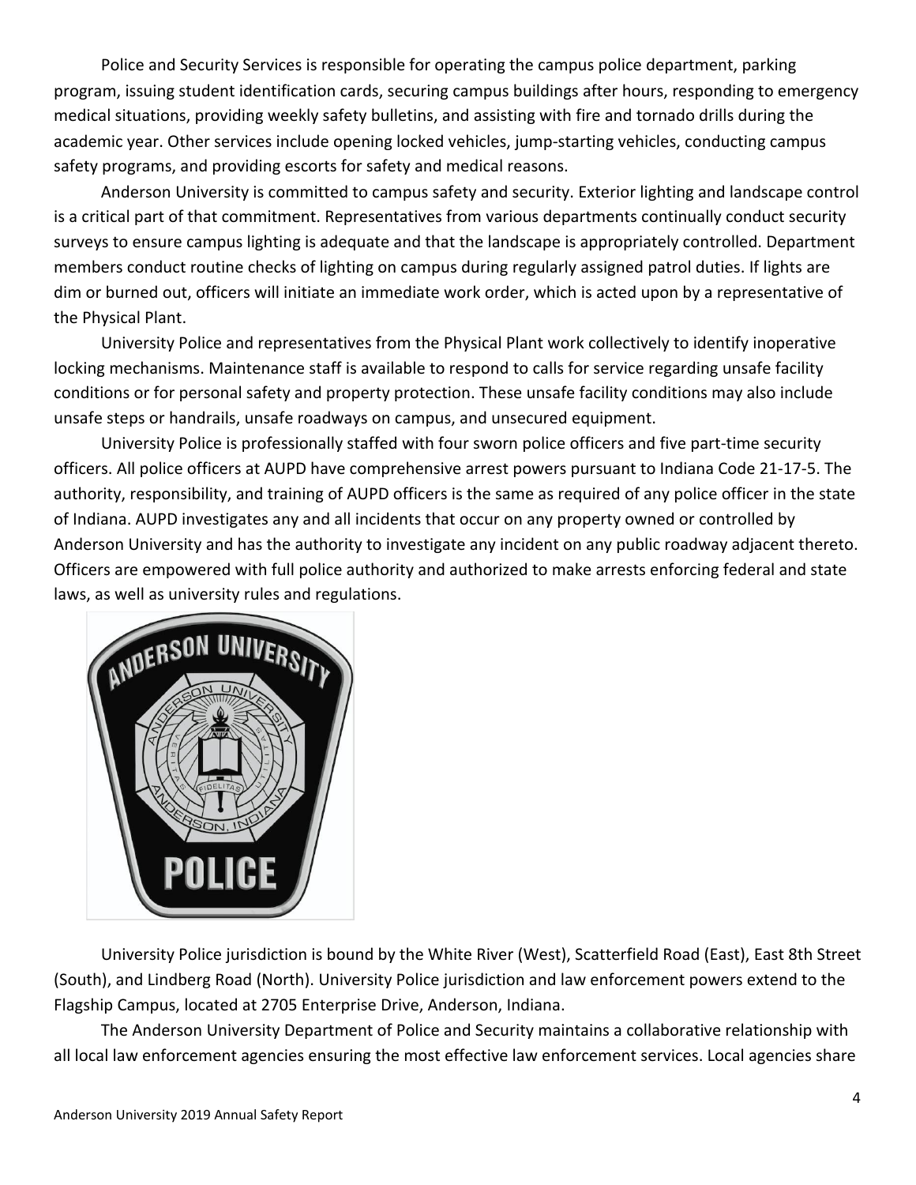Police and Security Services is responsible for operating the campus police department, parking program, issuing student identification cards, securing campus buildings after hours, responding to emergency medical situations, providing weekly safety bulletins, and assisting with fire and tornado drills during the academic year. Other services include opening locked vehicles, jump-starting vehicles, conducting campus safety programs, and providing escorts for safety and medical reasons.

Anderson University is committed to campus safety and security. Exterior lighting and landscape control is a critical part of that commitment. Representatives from various departments continually conduct security surveys to ensure campus lighting is adequate and that the landscape is appropriately controlled. Department members conduct routine checks of lighting on campus during regularly assigned patrol duties. If lights are dim or burned out, officers will initiate an immediate work order, which is acted upon by a representative of the Physical Plant.

University Police and representatives from the Physical Plant work collectively to identify inoperative locking mechanisms. Maintenance staff is available to respond to calls for service regarding unsafe facility conditions or for personal safety and property protection. These unsafe facility conditions may also include unsafe steps or handrails, unsafe roadways on campus, and unsecured equipment.

University Police is professionally staffed with four sworn police officers and five part-time security officers. All police officers at AUPD have comprehensive arrest powers pursuant to Indiana Code 21-17-5. The authority, responsibility, and training of AUPD officers is the same as required of any police officer in the state of Indiana. AUPD investigates any and all incidents that occur on any property owned or controlled by Anderson University and has the authority to investigate any incident on any public roadway adjacent thereto. Officers are empowered with full police authority and authorized to make arrests enforcing federal and state laws, as well as university rules and regulations.

University Police jurisdiction is bound by the White River (West), Scatterfield Road (East), East 8th Street (South), and Lindberg Road (North). University Police jurisdiction and law enforcement powers extend to the Flagship Campus, located at 2705 Enterprise Drive, Anderson, Indiana.

The Anderson University Department of Police and Security maintains a collaborative relationship with all local law enforcement agencies ensuring the most effective law enforcement services. Local agencies share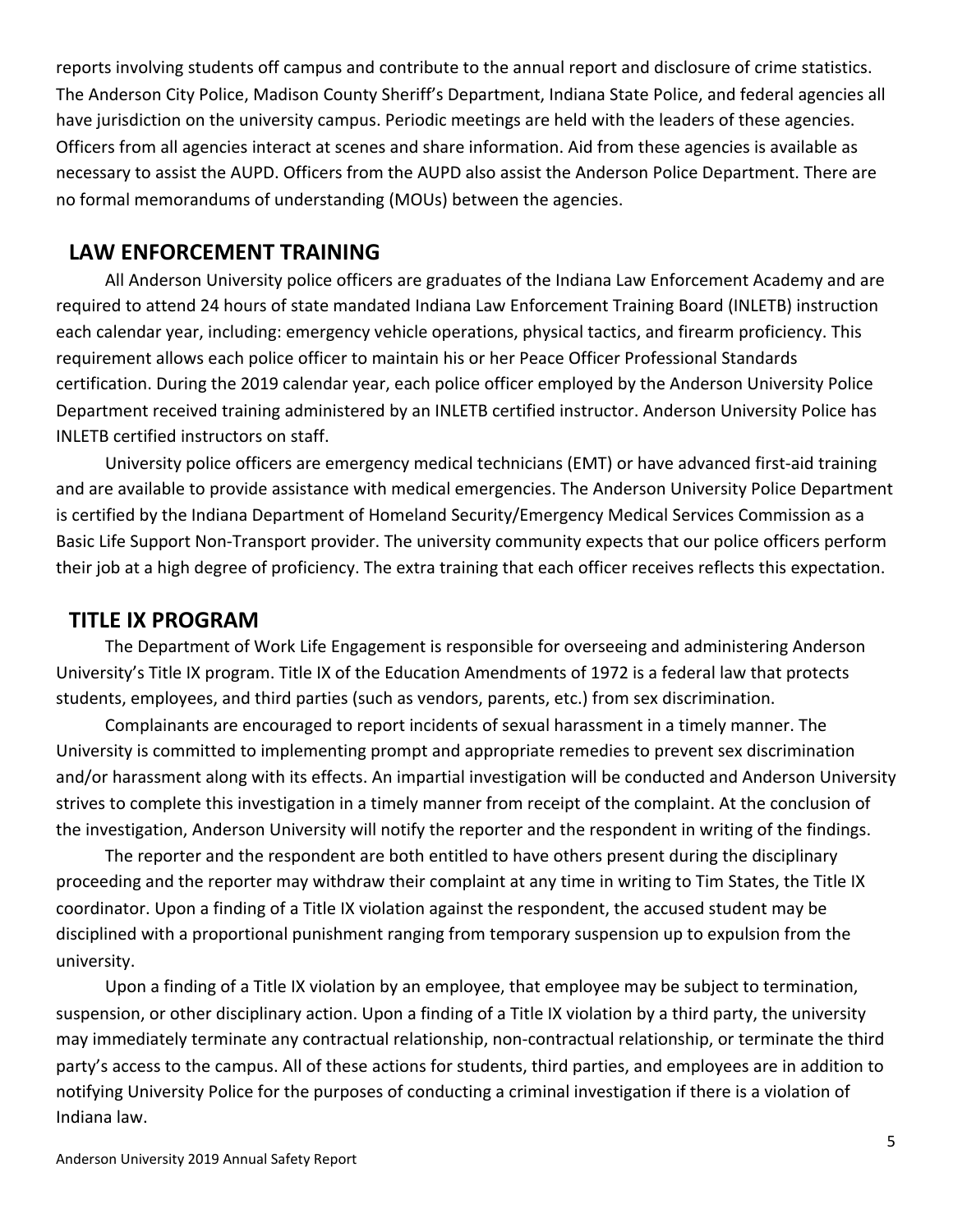reports involving students off campus and contribute to the annual report and disclosure of crime statistics. The Anderson City Police, Madison County Sheriff's Department, Indiana State Police, and federal agencies all have jurisdiction on the university campus. Periodic meetings are held with the leaders of these agencies. Officers from all agencies interact at scenes and share information. Aid from these agencies is available as necessary to assist the AUPD. Officers from the AUPD also assist the Anderson Police Department. There are no formal memorandums of understanding (MOUs) between the agencies.

## LAW ENFORCEMENT TRAINING

All Anderson University police officers are graduates of the Indiana Law Enforcement Academy and are required to attend 24 hours of state mandated Indiana Law Enforcement Training Board (INLETB) instruction each calendar year, including: emergency vehicle operations, physical tactics, and firearm proficiency. This requirement allows each police officer to maintain his or her Peace Officer Professional Standards certification. During the 2019 calendar year, each police officer employed by the Anderson University Police Department received training administered by an INLETB certified instructor. Anderson University Police has INLETB certified instructors on staff.

University police officers are emergency medical technicians (EMT) or have advanced first-aid training and are available to provide assistance with medical emergencies. The Anderson University Police Department is certified by the Indiana Department of Homeland Security/Emergency Medical Services Commission as a Basic Life Support Non-Transport provider. The university community expects that our police officers perform their job at a high degree of proficiency. The extra training that each officer receives reflects this expectation.

## TITLE IX PROGRAM

The Department of Work Life Engagement is responsible for overseeing and administering Anderson University's Title IX program. Title IX of the Education Amendments of 1972 is a federal law that protects students, employees, and third parties (such as vendors, parents, etc.) from sex discrimination.

Complainants are encouraged to report incidents of sexual harassment in a timely manner. The University is committed to implementing prompt and appropriate remedies to prevent sex discrimination and/or harassment along with its effects. An impartial investigation will be conducted and Anderson University strives to complete this investigation in a timely manner from receipt of the complaint. At the conclusion of the investigation, Anderson University will notify the reporter and the respondent in writing of the findings.

The reporter and the respondent are both entitled to have others present during the disciplinary proceeding and the reporter may withdraw their complaint at any time in writing to Tim States, the Title IX coordinator. Upon a finding of a Title IX violation against the respondent, the accused student may be disciplined with a proportional punishment ranging from temporary suspension up to expulsion from the university.

Upon a finding of a Title IX violation by an employee, that employee may be subject to termination, suspension, or other disciplinary action. Upon a finding of a Title IX violation by a third party, the university may immediately terminate any contractual relationship, non-contractual relationship, or terminate the third party's access to the campus. All of these actions for students, third parties, and employees are in addition to notifying University Police for the purposes of conducting a criminal investigation if there is a violation of Indiana law.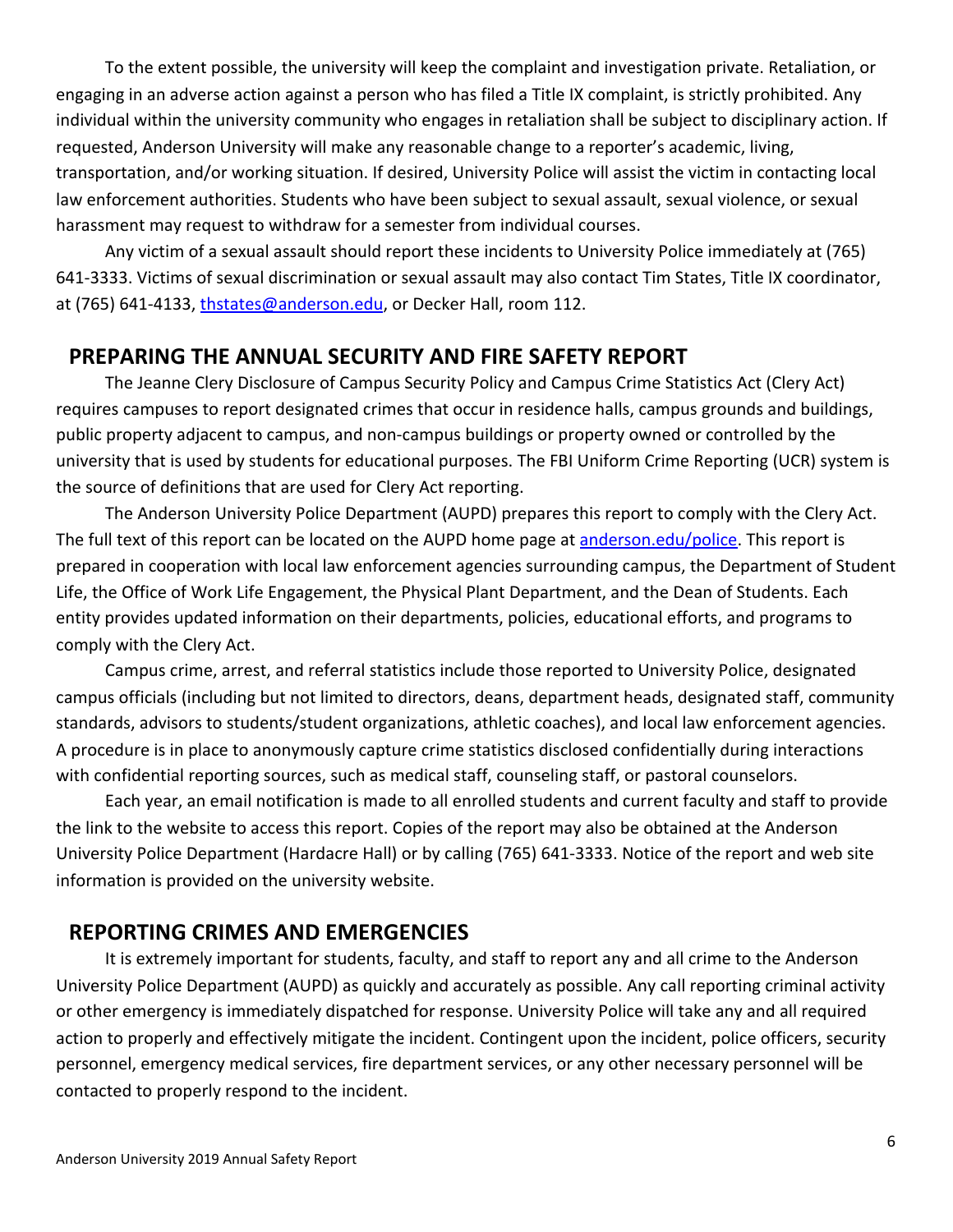To the extent possible, the university will keep the complaint and investigation private. Retaliation, or engaging in an adverse action against a person who has filed a Title IX complaint, is strictly prohibited. Any individual within the university community who engages in retaliation shall be subject to disciplinary action. If requested, Anderson University will make any reasonable change to a reporter's academic, living, transportation, and/or working situation. If desired, University Police will assist the victim in contacting local law enforcement authorities. Students who have been subject to sexual assault, sexual violence, or sexual harassment may request to withdraw for a semester from individual courses.

Any victim of a sexual assault should report these incidents to University Police immediately at (765) 641-3333. Victims of sexual discrimination or sexual assault may also contact Tim States, Title IX coordinator, at (765) 641-4133, thstates@anderson.edu, or Decker Hall, room 112.

## PREPARING THE ANNUAL SECURITY AND FIRE SAFETY REPORT

The Jeanne Clery Disclosure of Campus Security Policy and Campus Crime Statistics Act (Clery Act) requires campuses to report designated crimes that occur in residence halls, campus grounds and buildings, public property adjacent to campus, and non-campus buildings or property owned or controlled by the university that is used by students for educational purposes. The FBI Uniform Crime Reporting (UCR) system is the source of definitions that are used for Clery Act reporting.

The Anderson University Police Department (AUPD) prepares this report to comply with the Clery Act. The full text of this report can be located on the AUPD home page at anderson.edu/police. This report is prepared in cooperation with local law enforcement agencies surrounding campus, the Department of Student Life, the Office of Work Life Engagement, the Physical Plant Department, and the Dean of Students. Each entity provides updated information on their departments, policies, educational efforts, and programs to comply with the Clery Act.

Campus crime, arrest, and referral statistics include those reported to University Police, designated campus officials (including but not limited to directors, deans, department heads, designated staff, community standards, advisors to students/student organizations, athletic coaches), and local law enforcement agencies. A procedure is in place to anonymously capture crime statistics disclosed confidentially during interactions with confidential reporting sources, such as medical staff, counseling staff, or pastoral counselors.

Each year, an email notification is made to all enrolled students and current faculty and staff to provide the link to the website to access this report. Copies of the report may also be obtained at the Anderson University Police Department (Hardacre Hall) or by calling (765) 641-3333. Notice of the report and web site information is provided on the university website.

## REPORTING CRIMES AND EMERGENCIES

It is extremely important for students, faculty, and staff to report any and all crime to the Anderson University Police Department (AUPD) as quickly and accurately as possible. Any call reporting criminal activity or other emergency is immediately dispatched for response. University Police will take any and all required action to properly and effectively mitigate the incident. Contingent upon the incident, police officers, security personnel, emergency medical services, fire department services, or any other necessary personnel will be contacted to properly respond to the incident.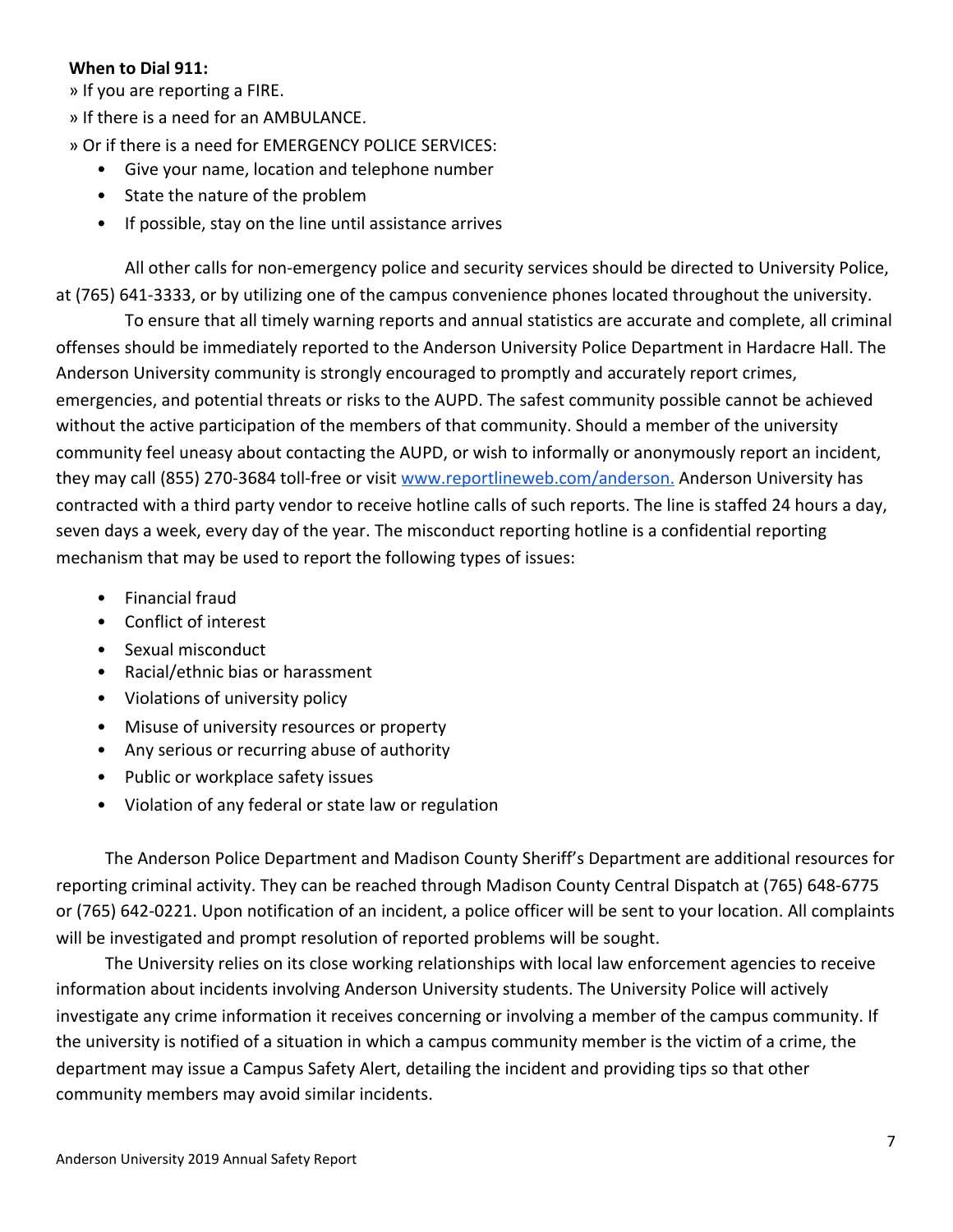**When to Dial 911:**

» If you are reporting a FIRE.

» If there is a need for an AMBULANCE.

» Or if there is a need for EMERGENCY POLICE SERVICES:

- Give your name, location and telephone number
- State the nature of the problem
- If possible, stay on the line until assistance arrives

All other calls for non-emergency police and security services should be directed to University Police, at (765) 641-3333, or by utilizing one of the campus convenience phones located throughout the university.

To ensure that all timely warning reports and annual statistics are accurate and complete, all criminal offenses should be immediately reported to the Anderson University Police Department in Hardacre Hall. The Anderson University community is strongly encouraged to promptly and accurately report crimes, emergencies, and potential threats or risks to the AUPD. The safest community possible cannot be achieved without the active participation of the members of that community. Should a member of the university community feel uneasy about contacting the AUPD, or wish to informally or anonymously report an incident, they may call (855) 270-3684 toll-free or visit [www.reportlineweb.com/anderson.](http://www.reportlineweb.com/anderson) Anderson University has contracted with a third party vendor to receive hotline calls of such reports. The line is staffed 24 hours a day, seven days a week, every day of the year. The misconduct reporting hotline is a confidential reporting mechanism that may be used to report the following types of issues:

- Financial fraud
- Conflict of interest
- Sexual misconduct
- Racial/ethnic bias or harassment
- Violations of university policy
- Misuse of university resources or property
- Any serious or recurring abuse of authority
- Public or workplace safety issues
- Violation of any federal or state law or regulation

The Anderson Police Department and Madison County Sheriff's Department are additional resources for reporting criminal activity. They can be reached through Madison County Central Dispatch at (765) 648-6775 or (765) 642-0221. Upon notification of an incident, a police officer will be sent to your location. All complaints will be investigated and prompt resolution of reported problems will be sought.

The University relies on its close working relationships with local law enforcement agencies to receive information about incidents involving Anderson University students. The University Police will actively investigate any crime information it receives concerning or involving a member of the campus community. If the university is notified of a situation in which a campus community member is the victim of a crime, the department may issue a Campus Safety Alert, detailing the incident and providing tips so that other community members may avoid similar incidents.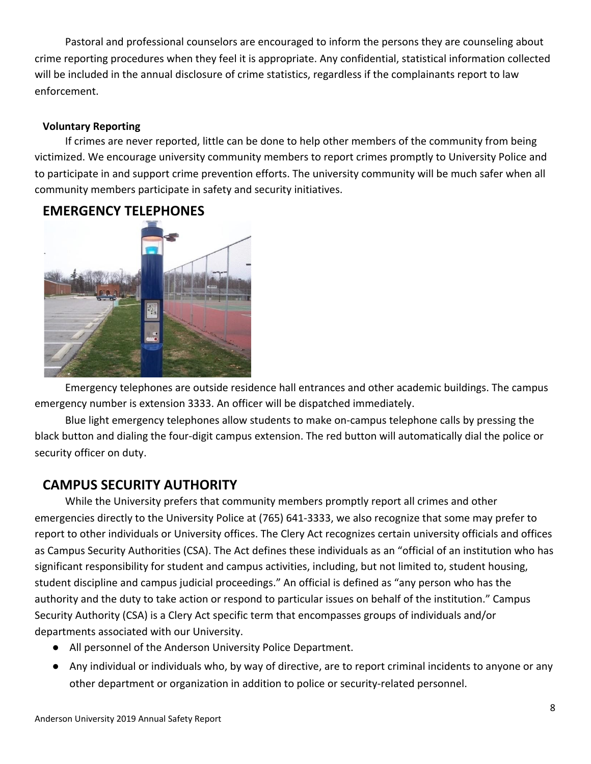Pastoral and professional counselors are encouraged to inform the persons they are counseling about crime reporting procedures when they feel it is appropriate. Any confidential, statistical information collected will be included in the annual disclosure of crime statistics, regardless if the complainants report to law enforcement.

**Voluntary Reporting**

If crimes are never reported, little can be done to help other members of the community from being victimized. We encourage university community members to report crimes promptly to University Police and to participate in and support crime prevention efforts. The university community will be much safer when all community members participate in safety and security initiatives.

## EMERGENCY TELEPHONES

Emergency telephones are outside residence hall entrances and other academic buildings. The campus emergency number is extension 3333. An officer will be dispatched immediately.

Blue light emergency telephones allow students to make on-campus telephone calls by pressing the black button and dialing the four-digit campus extension. The red button will automatically dial the police or security officer on duty.

## CAMPUS SECURITY AUTHORITY

While the University prefers that community members promptly report all crimes and other emergencies directly to the University Police at (765) 641-3333, we also recognize that some may prefer to report to other individuals or University offices. The Clery Act recognizes certain university officials and offices as Campus Security Authorities (CSA). The Act defines these individuals as an "official of an institution who has significant responsibility for student and campus activities, including, but not limited to, student housing, student discipline and campus judicial proceedings." An official is defined as "any person who has the authority and the duty to take action or respond to particular issues on behalf of the institution." Campus Security Authority (CSA) is a Clery Act specific term that encompasses groups of individuals and/or departments associated with our University.

- All personnel of the Anderson University Police Department.
- Any individual or individuals who, by way of directive, are to report criminal incidents to anyone or any other department or organization in addition to police or security-related personnel.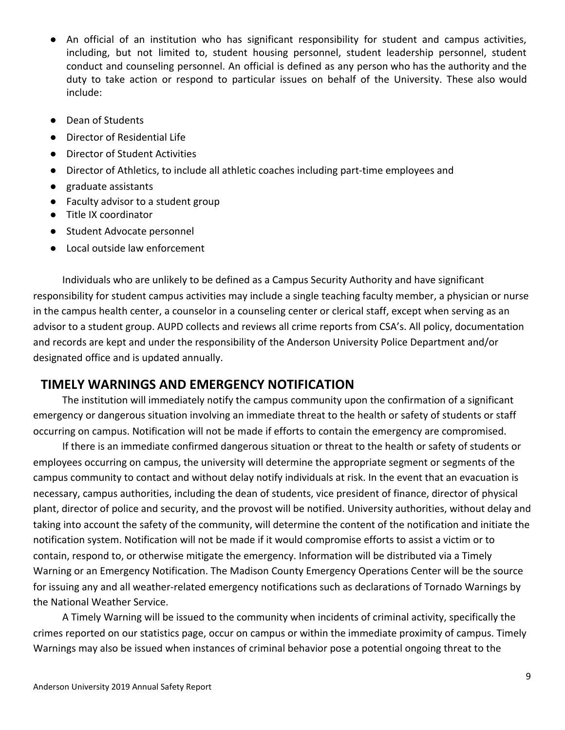- An official of an institution who has significant responsibility for student and campus activities, including, but not limited to, student housing personnel, student leadership personnel, student conduct and counseling personnel. An official is defined as any person who has the authority and the duty to take action or respond to particular issues on behalf of the University. These also would include:
- Dean of Students
- Director of Residential Life
- Director of Student Activities
- Director of Athletics, to include all athletic coaches including part-time employees and
- graduate assistants
- Faculty advisor to a student group
- Title IX coordinator
- Student Advocate personnel
- Local outside law enforcement

Individuals who are unlikely to be defined as a Campus Security Authority and have significant responsibility for student campus activities may include a single teaching faculty member, a physician or nurse in the campus health center, a counselor in a counseling center or clerical staff, except when serving as an advisor to a student group. AUPD collects and reviews all crime reports from CSA's. All policy, documentation and records are kept and under the responsibility of the Anderson University Police Department and/or designated office and is updated annually.

## TIMELY WARNINGS AND EMERGENCY NOTIFICATION

The institution will immediately notify the campus community upon the confirmation of a significant emergency or dangerous situation involving an immediate threat to the health or safety of students or staff occurring on campus. Notification will not be made if efforts to contain the emergency are compromised.

If there is an immediate confirmed dangerous situation or threat to the health or safety of students or employees occurring on campus, the university will determine the appropriate segment or segments of the campus community to contact and without delay notify individuals at risk. In the event that an evacuation is necessary, campus authorities, including the dean of students, vice president of finance, director of physical plant, director of police and security, and the provost will be notified. University authorities, without delay and taking into account the safety of the community, will determine the content of the notification and initiate the notification system. Notification will not be made if it would compromise efforts to assist a victim or to contain, respond to, or otherwise mitigate the emergency. Information will be distributed via a Timely Warning or an Emergency Notification. The Madison County Emergency Operations Center will be the source for issuing any and all weather-related emergency notifications such as declarations of Tornado Warnings by the National Weather Service.

A Timely Warning will be issued to the community when incidents of criminal activity, specifically the crimes reported on our statistics page, occur on campus or within the immediate proximity of campus. Timely Warnings may also be issued when instances of criminal behavior pose a potential ongoing threat to the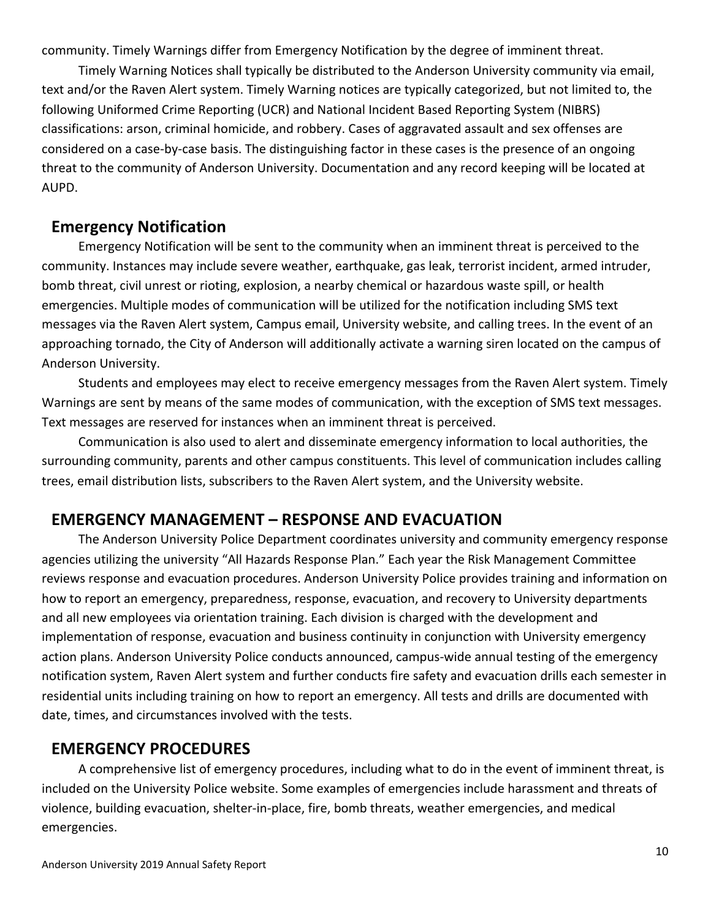community. Timely Warnings differ from Emergency Notification by the degree of imminent threat.

Timely Warning Notices shall typically be distributed to the Anderson University community via email, text and/or the Raven Alert system. Timely Warning notices are typically categorized, but not limited to, the following Uniformed Crime Reporting (UCR) and National Incident Based Reporting System (NIBRS) classifications: arson, criminal homicide, and robbery. Cases of aggravated assault and sex offenses are considered on a case-by-case basis. The distinguishing factor in these cases is the presence of an ongoing threat to the community of Anderson University. Documentation and any record keeping will be located at AUPD.

## Emergency Notification

Emergency Notification will be sent to the community when an imminent threat is perceived to the community. Instances may include severe weather, earthquake, gas leak, terrorist incident, armed intruder, bomb threat, civil unrest or rioting, explosion, a nearby chemical or hazardous waste spill, or health emergencies. Multiple modes of communication will be utilized for the notification including SMS text messages via the Raven Alert system, Campus email, University website, and calling trees. In the event of an approaching tornado, the City of Anderson will additionally activate a warning siren located on the campus of Anderson University.

Students and employees may elect to receive emergency messages from the Raven Alert system. Timely Warnings are sent by means of the same modes of communication, with the exception of SMS text messages. Text messages are reserved for instances when an imminent threat is perceived.

Communication is also used to alert and disseminate emergency information to local authorities, the surrounding community, parents and other campus constituents. This level of communication includes calling trees, email distribution lists, subscribers to the Raven Alert system, and the University website.

## EMERGENCY MANAGEMENT – RESPONSE AND EVACUATION

The Anderson University Police Department coordinates university and community emergency response agencies utilizing the university "All Hazards Response Plan." Each year the Risk Management Committee reviews response and evacuation procedures. Anderson University Police provides training and information on how to report an emergency, preparedness, response, evacuation, and recovery to University departments and all new employees via orientation training. Each division is charged with the development and implementation of response, evacuation and business continuity in conjunction with University emergency action plans. Anderson University Police conducts announced, campus-wide annual testing of the emergency notification system, Raven Alert system and further conducts fire safety and evacuation drills each semester in residential units including training on how to report an emergency. All tests and drills are documented with date, times, and circumstances involved with the tests.

## EMERGENCY PROCEDURES

A comprehensive list of emergency procedures, including what to do in the event of imminent threat, is included on the University Police website. Some examples of emergencies include harassment and threats of violence, building evacuation, shelter-in-place, fire, bomb threats, weather emergencies, and medical emergencies.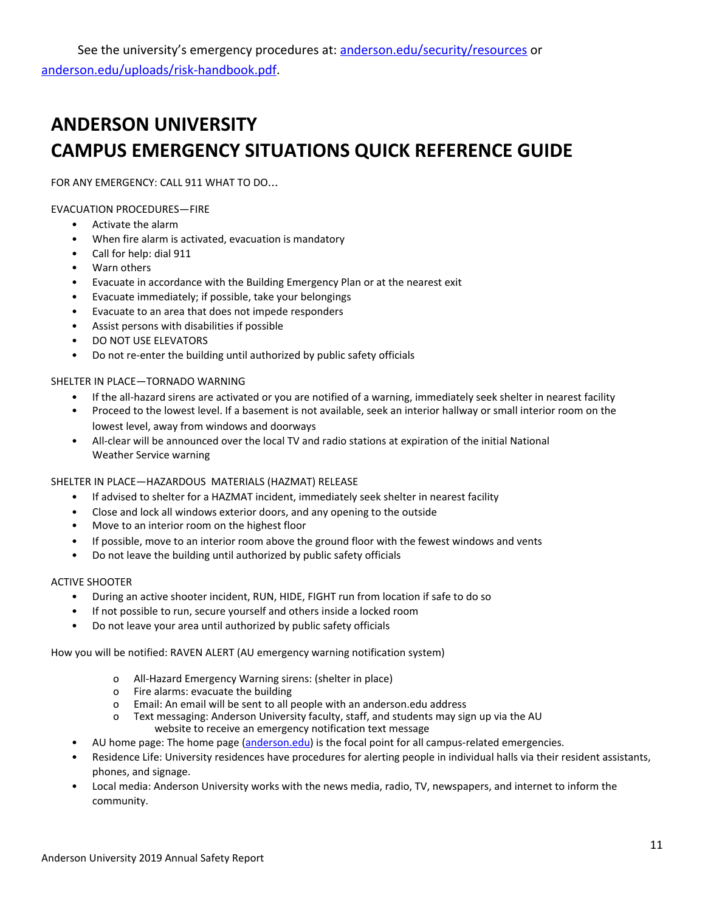See the university's emergency procedures at: [anderson.edu/security/resources](anderson.edu/security/resources) or [anderson.edu/uploads/risk-handbook.pdf](anderson.edu/uploads/risk-handbook.pdf).

# ANDERSON UNIVERSITY
# CAMPUS EMERGENCY SITUATIONS QUICK REFERENCE GUIDE

FOR ANY EMERGENCY: CALL 911 WHAT TO DO...

EVACUATION PROCEDURES—FIRE

- Activate the alarm
- When fire alarm is activated, evacuation is mandatory
- Call for help: dial 911
- Warn others
- Evacuate in accordance with the Building Emergency Plan or at the nearest exit
- Evacuate immediately; if possible, take your belongings
- Evacuate to an area that does not impede responders
- Assist persons with disabilities if possible
- DO NOT USE ELEVATORS
- Do not re-enter the building until authorized by public safety officials

SHELTER IN PLACE—TORNADO WARNING

- If the all-hazard sirens are activated or you are notified of a warning, immediately seek shelter in nearest facility
- Proceed to the lowest level. If a basement is not available, seek an interior hallway or small interior room on the lowest level, away from windows and doorways
- All-clear will be announced over the local TV and radio stations at expiration of the initial National Weather Service warning

SHELTER IN PLACE—HAZARDOUS MATERIALS (HAZMAT) RELEASE

- If advised to shelter for a HAZMAT incident, immediately seek shelter in nearest facility
- Close and lock all windows exterior doors, and any opening to the outside
- Move to an interior room on the highest floor
- If possible, move to an interior room above the ground floor with the fewest windows and vents
- Do not leave the building until authorized by public safety officials

ACTIVE SHOOTER

- During an active shooter incident, RUN, HIDE, FIGHT run from location if safe to do so
- If not possible to run, secure yourself and others inside a locked room
- Do not leave your area until authorized by public safety officials

How you will be notified: RAVEN ALERT (AU emergency warning notification system)

  - All-Hazard Emergency Warning sirens: (shelter in place)
  - Fire alarms: evacuate the building
  - Email: An email will be sent to all people with an anderson.edu address
  - Text messaging: Anderson University faculty, staff, and students may sign up via the AU website to receive an emergency notification text message
- AU home page: The home page ([anderson.edu](anderson.edu)) is the focal point for all campus-related emergencies.
- Residence Life: University residences have procedures for alerting people in individual halls via their resident assistants, phones, and signage.
- Local media: Anderson University works with the news media, radio, TV, newspapers, and internet to inform the community.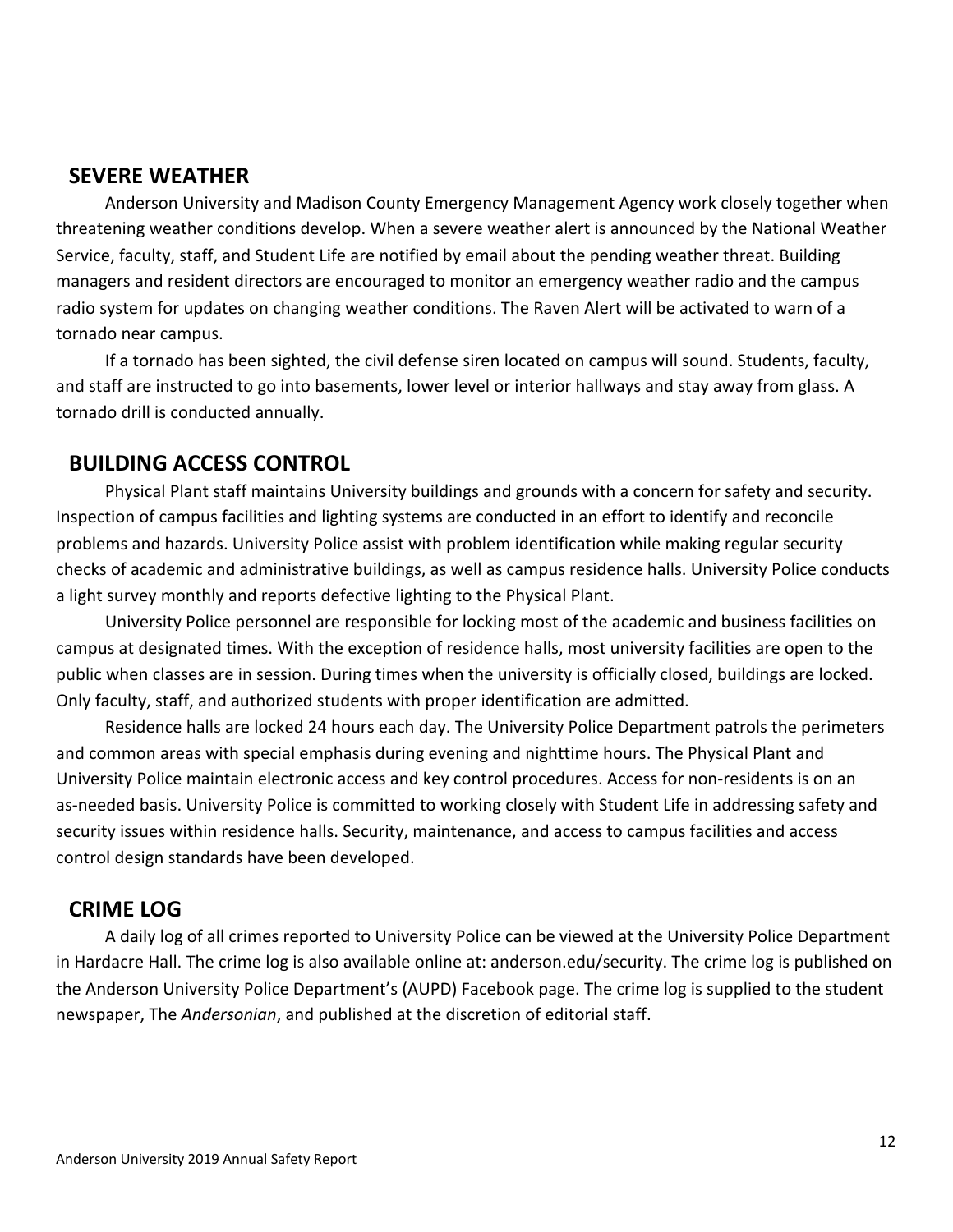## SEVERE WEATHER

Anderson University and Madison County Emergency Management Agency work closely together when threatening weather conditions develop. When a severe weather alert is announced by the National Weather Service, faculty, staff, and Student Life are notified by email about the pending weather threat. Building managers and resident directors are encouraged to monitor an emergency weather radio and the campus radio system for updates on changing weather conditions. The Raven Alert will be activated to warn of a tornado near campus.

If a tornado has been sighted, the civil defense siren located on campus will sound. Students, faculty, and staff are instructed to go into basements, lower level or interior hallways and stay away from glass. A tornado drill is conducted annually.

## BUILDING ACCESS CONTROL

Physical Plant staff maintains University buildings and grounds with a concern for safety and security. Inspection of campus facilities and lighting systems are conducted in an effort to identify and reconcile problems and hazards. University Police assist with problem identification while making regular security checks of academic and administrative buildings, as well as campus residence halls. University Police conducts a light survey monthly and reports defective lighting to the Physical Plant.

University Police personnel are responsible for locking most of the academic and business facilities on campus at designated times. With the exception of residence halls, most university facilities are open to the public when classes are in session. During times when the university is officially closed, buildings are locked. Only faculty, staff, and authorized students with proper identification are admitted.

Residence halls are locked 24 hours each day. The University Police Department patrols the perimeters and common areas with special emphasis during evening and nighttime hours. The Physical Plant and University Police maintain electronic access and key control procedures. Access for non-residents is on an as-needed basis. University Police is committed to working closely with Student Life in addressing safety and security issues within residence halls. Security, maintenance, and access to campus facilities and access control design standards have been developed.

## CRIME LOG

A daily log of all crimes reported to University Police can be viewed at the University Police Department in Hardacre Hall. The crime log is also available online at: anderson.edu/security. The crime log is published on the Anderson University Police Department's (AUPD) Facebook page. The crime log is supplied to the student newspaper, The *Andersonian*, and published at the discretion of editorial staff.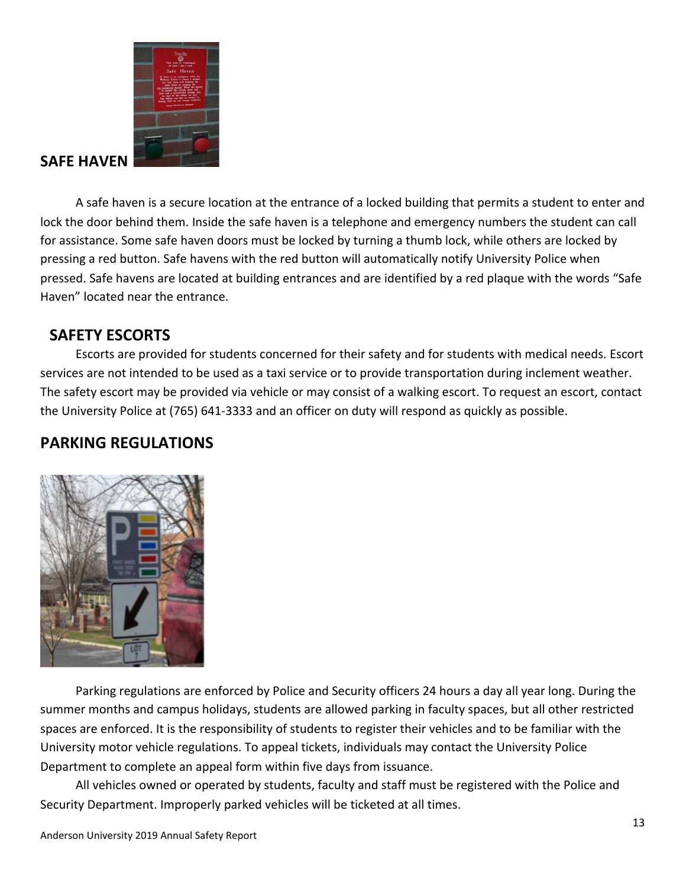## SAFE HAVEN

A safe haven is a secure location at the entrance of a locked building that permits a student to enter and lock the door behind them. Inside the safe haven is a telephone and emergency numbers the student can call for assistance. Some safe haven doors must be locked by turning a thumb lock, while others are locked by pressing a red button. Safe havens with the red button will automatically notify University Police when pressed. Safe havens are located at building entrances and are identified by a red plaque with the words "Safe Haven" located near the entrance.

## SAFETY ESCORTS

Escorts are provided for students concerned for their safety and for students with medical needs. Escort services are not intended to be used as a taxi service or to provide transportation during inclement weather. The safety escort may be provided via vehicle or may consist of a walking escort. To request an escort, contact the University Police at (765) 641-3333 and an officer on duty will respond as quickly as possible.

## PARKING REGULATIONS

Parking regulations are enforced by Police and Security officers 24 hours a day all year long. During the summer months and campus holidays, students are allowed parking in faculty spaces, but all other restricted spaces are enforced. It is the responsibility of students to register their vehicles and to be familiar with the University motor vehicle regulations. To appeal tickets, individuals may contact the University Police Department to complete an appeal form within five days from issuance.

All vehicles owned or operated by students, faculty and staff must be registered with the Police and Security Department. Improperly parked vehicles will be ticketed at all times.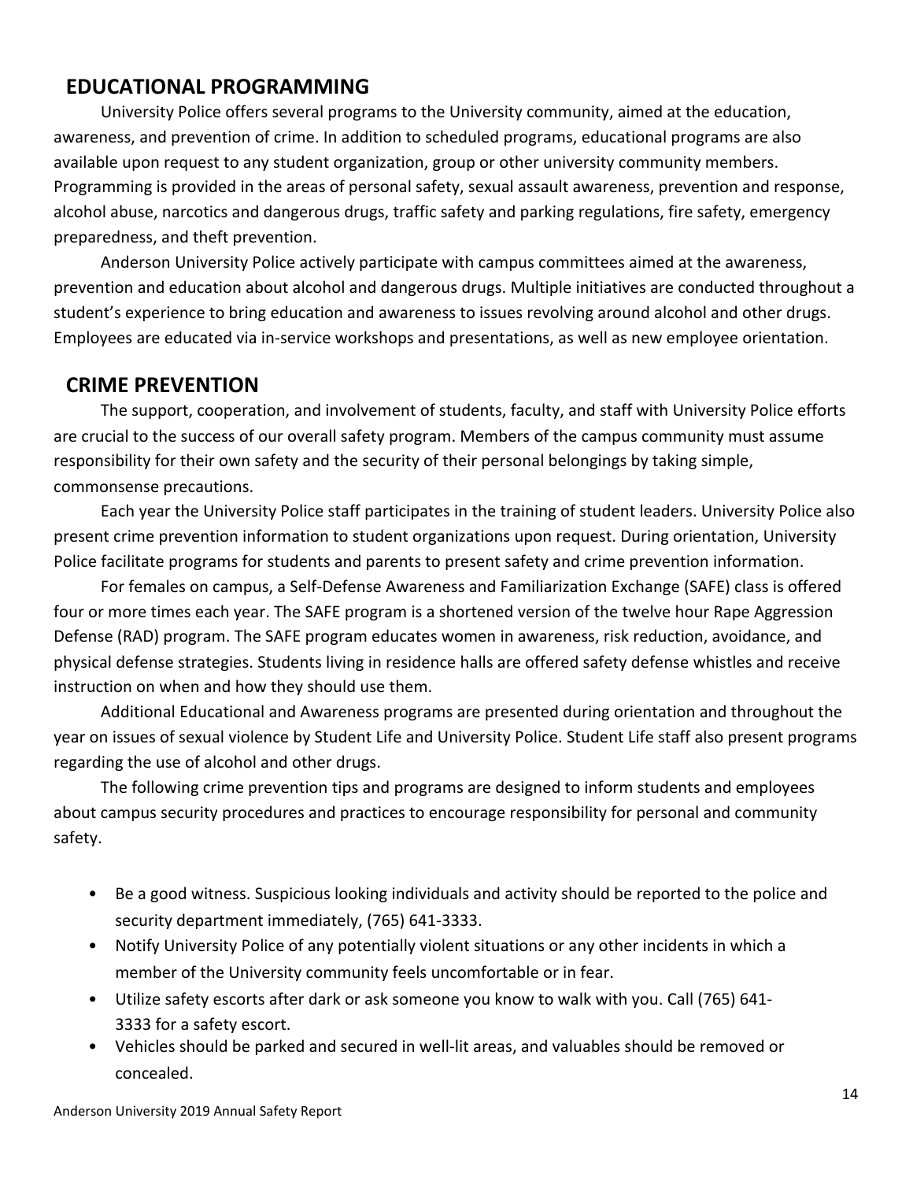## EDUCATIONAL PROGRAMMING

University Police offers several programs to the University community, aimed at the education, awareness, and prevention of crime. In addition to scheduled programs, educational programs are also available upon request to any student organization, group or other university community members. Programming is provided in the areas of personal safety, sexual assault awareness, prevention and response, alcohol abuse, narcotics and dangerous drugs, traffic safety and parking regulations, fire safety, emergency preparedness, and theft prevention.

Anderson University Police actively participate with campus committees aimed at the awareness, prevention and education about alcohol and dangerous drugs. Multiple initiatives are conducted throughout a student's experience to bring education and awareness to issues revolving around alcohol and other drugs. Employees are educated via in-service workshops and presentations, as well as new employee orientation.

## CRIME PREVENTION

The support, cooperation, and involvement of students, faculty, and staff with University Police efforts are crucial to the success of our overall safety program. Members of the campus community must assume responsibility for their own safety and the security of their personal belongings by taking simple, commonsense precautions.

Each year the University Police staff participates in the training of student leaders. University Police also present crime prevention information to student organizations upon request. During orientation, University Police facilitate programs for students and parents to present safety and crime prevention information.

For females on campus, a Self-Defense Awareness and Familiarization Exchange (SAFE) class is offered four or more times each year. The SAFE program is a shortened version of the twelve hour Rape Aggression Defense (RAD) program. The SAFE program educates women in awareness, risk reduction, avoidance, and physical defense strategies. Students living in residence halls are offered safety defense whistles and receive instruction on when and how they should use them.

Additional Educational and Awareness programs are presented during orientation and throughout the year on issues of sexual violence by Student Life and University Police. Student Life staff also present programs regarding the use of alcohol and other drugs.

The following crime prevention tips and programs are designed to inform students and employees about campus security procedures and practices to encourage responsibility for personal and community safety.

- Be a good witness. Suspicious looking individuals and activity should be reported to the police and security department immediately, (765) 641-3333.
- Notify University Police of any potentially violent situations or any other incidents in which a member of the University community feels uncomfortable or in fear.
- Utilize safety escorts after dark or ask someone you know to walk with you. Call (765) 641-3333 for a safety escort.
- Vehicles should be parked and secured in well-lit areas, and valuables should be removed or concealed.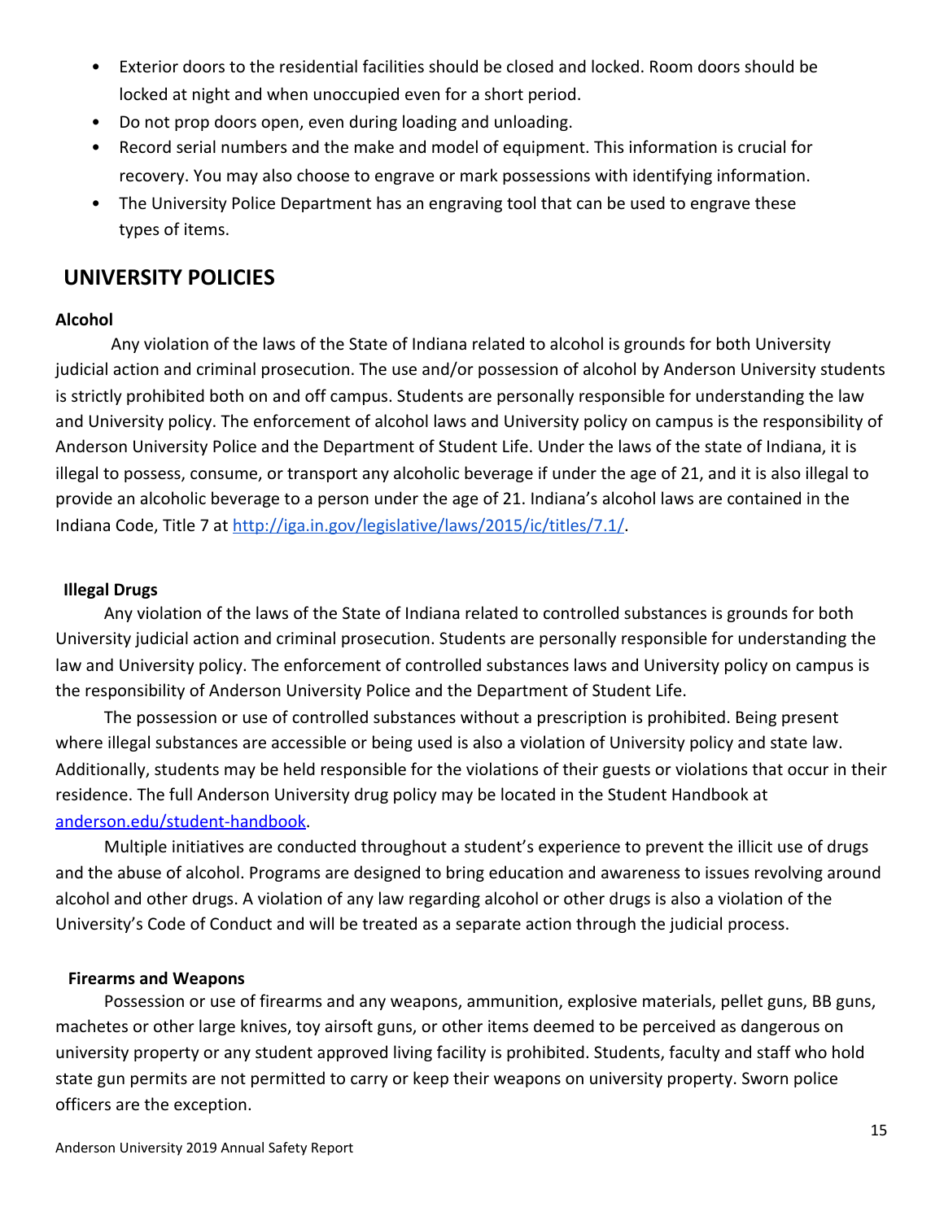- Exterior doors to the residential facilities should be closed and locked. Room doors should be locked at night and when unoccupied even for a short period.
- Do not prop doors open, even during loading and unloading.
- Record serial numbers and the make and model of equipment. This information is crucial for recovery. You may also choose to engrave or mark possessions with identifying information.
- The University Police Department has an engraving tool that can be used to engrave these types of items.

## UNIVERSITY POLICIES

### Alcohol

Any violation of the laws of the State of Indiana related to alcohol is grounds for both University judicial action and criminal prosecution. The use and/or possession of alcohol by Anderson University students is strictly prohibited both on and off campus. Students are personally responsible for understanding the law and University policy. The enforcement of alcohol laws and University policy on campus is the responsibility of Anderson University Police and the Department of Student Life. Under the laws of the state of Indiana, it is illegal to possess, consume, or transport any alcoholic beverage if under the age of 21, and it is also illegal to provide an alcoholic beverage to a person under the age of 21. Indiana's alcohol laws are contained in the Indiana Code, Title 7 at http://iga.in.gov/legislative/laws/2015/ic/titles/7.1/.

### Illegal Drugs

Any violation of the laws of the State of Indiana related to controlled substances is grounds for both University judicial action and criminal prosecution. Students are personally responsible for understanding the law and University policy. The enforcement of controlled substances laws and University policy on campus is the responsibility of Anderson University Police and the Department of Student Life.

The possession or use of controlled substances without a prescription is prohibited. Being present where illegal substances are accessible or being used is also a violation of University policy and state law. Additionally, students may be held responsible for the violations of their guests or violations that occur in their residence. The full Anderson University drug policy may be located in the Student Handbook at anderson.edu/student-handbook.

Multiple initiatives are conducted throughout a student's experience to prevent the illicit use of drugs and the abuse of alcohol. Programs are designed to bring education and awareness to issues revolving around alcohol and other drugs. A violation of any law regarding alcohol or other drugs is also a violation of the University's Code of Conduct and will be treated as a separate action through the judicial process.

### Firearms and Weapons

Possession or use of firearms and any weapons, ammunition, explosive materials, pellet guns, BB guns, machetes or other large knives, toy airsoft guns, or other items deemed to be perceived as dangerous on university property or any student approved living facility is prohibited. Students, faculty and staff who hold state gun permits are not permitted to carry or keep their weapons on university property. Sworn police officers are the exception.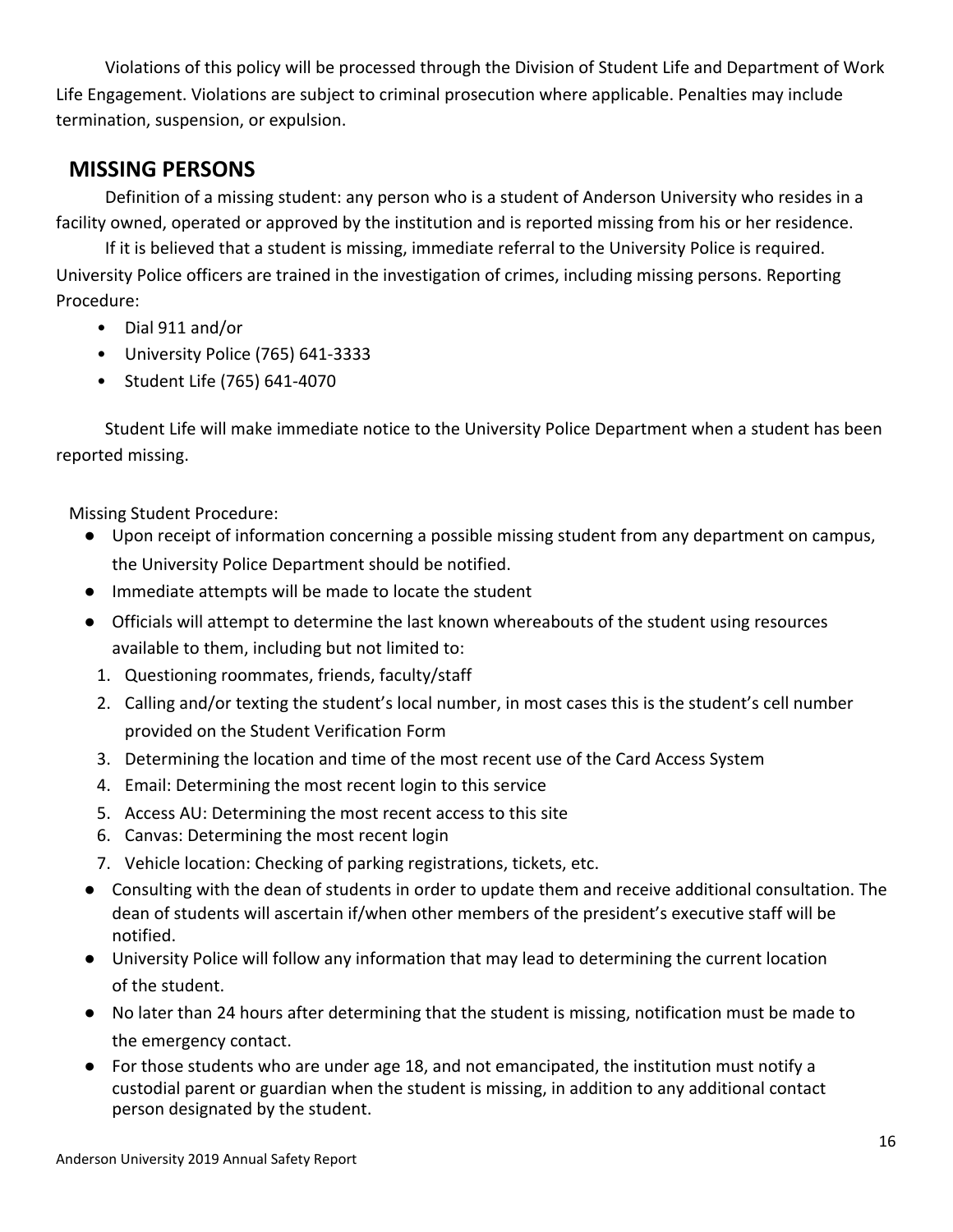Violations of this policy will be processed through the Division of Student Life and Department of Work Life Engagement. Violations are subject to criminal prosecution where applicable. Penalties may include termination, suspension, or expulsion.

## MISSING PERSONS

Definition of a missing student: any person who is a student of Anderson University who resides in a facility owned, operated or approved by the institution and is reported missing from his or her residence.

If it is believed that a student is missing, immediate referral to the University Police is required. University Police officers are trained in the investigation of crimes, including missing persons. Reporting Procedure:

- Dial 911 and/or
- University Police (765) 641-3333
- Student Life (765) 641-4070

Student Life will make immediate notice to the University Police Department when a student has been reported missing.

Missing Student Procedure:

- Upon receipt of information concerning a possible missing student from any department on campus, the University Police Department should be notified.
- Immediate attempts will be made to locate the student
- Officials will attempt to determine the last known whereabouts of the student using resources available to them, including but not limited to:
  1. Questioning roommates, friends, faculty/staff
  2. Calling and/or texting the student's local number, in most cases this is the student's cell number provided on the Student Verification Form
  3. Determining the location and time of the most recent use of the Card Access System
  4. Email: Determining the most recent login to this service
  5. Access AU: Determining the most recent access to this site
  6. Canvas: Determining the most recent login
  7. Vehicle location: Checking of parking registrations, tickets, etc.
- Consulting with the dean of students in order to update them and receive additional consultation. The dean of students will ascertain if/when other members of the president's executive staff will be notified.
- University Police will follow any information that may lead to determining the current location of the student.
- No later than 24 hours after determining that the student is missing, notification must be made to the emergency contact.
- For those students who are under age 18, and not emancipated, the institution must notify a custodial parent or guardian when the student is missing, in addition to any additional contact person designated by the student.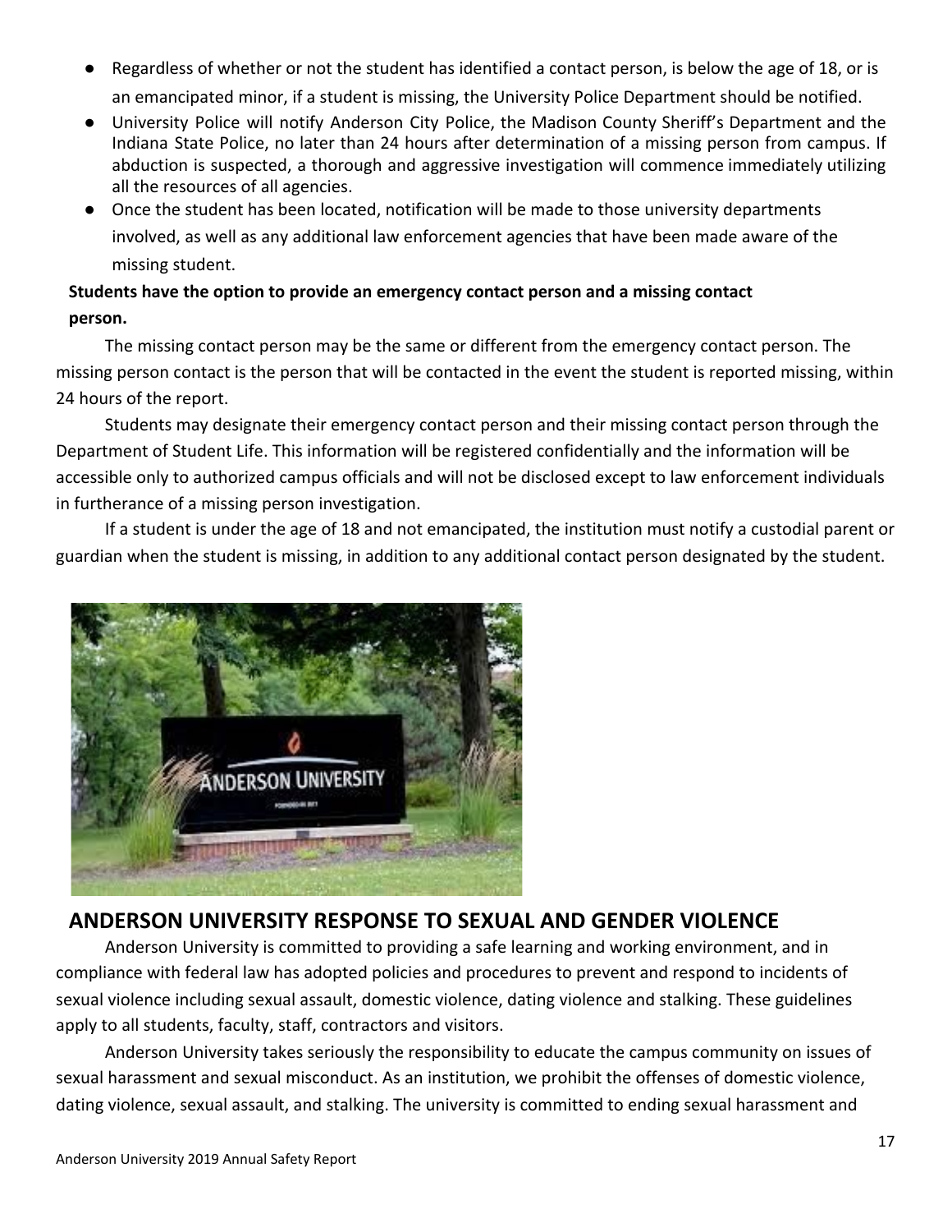- Regardless of whether or not the student has identified a contact person, is below the age of 18, or is an emancipated minor, if a student is missing, the University Police Department should be notified.
- University Police will notify Anderson City Police, the Madison County Sheriff's Department and the Indiana State Police, no later than 24 hours after determination of a missing person from campus. If abduction is suspected, a thorough and aggressive investigation will commence immediately utilizing all the resources of all agencies.
- Once the student has been located, notification will be made to those university departments involved, as well as any additional law enforcement agencies that have been made aware of the missing student.

**Students have the option to provide an emergency contact person and a missing contact person.**

The missing contact person may be the same or different from the emergency contact person. The missing person contact is the person that will be contacted in the event the student is reported missing, within 24 hours of the report.

Students may designate their emergency contact person and their missing contact person through the Department of Student Life. This information will be registered confidentially and the information will be accessible only to authorized campus officials and will not be disclosed except to law enforcement individuals in furtherance of a missing person investigation.

If a student is under the age of 18 and not emancipated, the institution must notify a custodial parent or guardian when the student is missing, in addition to any additional contact person designated by the student.

## ANDERSON UNIVERSITY RESPONSE TO SEXUAL AND GENDER VIOLENCE

Anderson University is committed to providing a safe learning and working environment, and in compliance with federal law has adopted policies and procedures to prevent and respond to incidents of sexual violence including sexual assault, domestic violence, dating violence and stalking. These guidelines apply to all students, faculty, staff, contractors and visitors.

Anderson University takes seriously the responsibility to educate the campus community on issues of sexual harassment and sexual misconduct. As an institution, we prohibit the offenses of domestic violence, dating violence, sexual assault, and stalking. The university is committed to ending sexual harassment and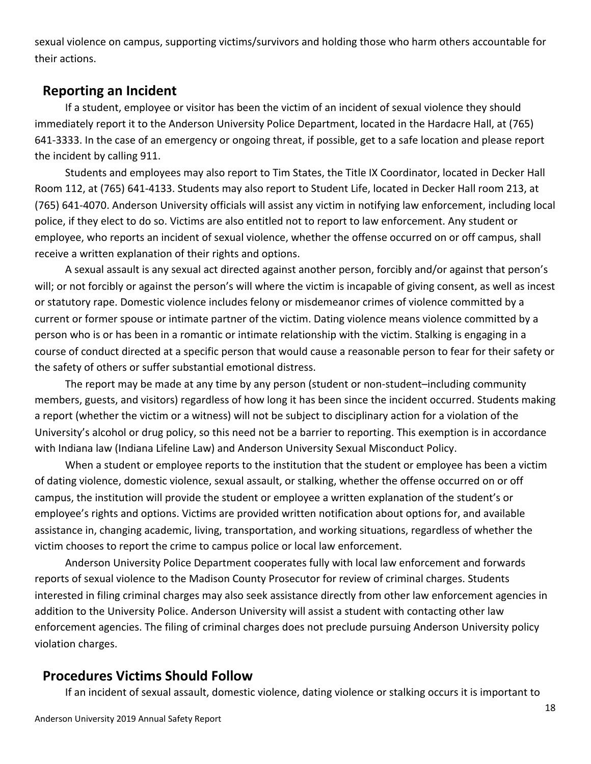sexual violence on campus, supporting victims/survivors and holding those who harm others accountable for their actions.

## Reporting an Incident

If a student, employee or visitor has been the victim of an incident of sexual violence they should immediately report it to the Anderson University Police Department, located in the Hardacre Hall, at (765) 641-3333. In the case of an emergency or ongoing threat, if possible, get to a safe location and please report the incident by calling 911.

Students and employees may also report to Tim States, the Title IX Coordinator, located in Decker Hall Room 112, at (765) 641-4133. Students may also report to Student Life, located in Decker Hall room 213, at (765) 641-4070. Anderson University officials will assist any victim in notifying law enforcement, including local police, if they elect to do so. Victims are also entitled not to report to law enforcement. Any student or employee, who reports an incident of sexual violence, whether the offense occurred on or off campus, shall receive a written explanation of their rights and options.

A sexual assault is any sexual act directed against another person, forcibly and/or against that person's will; or not forcibly or against the person's will where the victim is incapable of giving consent, as well as incest or statutory rape. Domestic violence includes felony or misdemeanor crimes of violence committed by a current or former spouse or intimate partner of the victim. Dating violence means violence committed by a person who is or has been in a romantic or intimate relationship with the victim. Stalking is engaging in a course of conduct directed at a specific person that would cause a reasonable person to fear for their safety or the safety of others or suffer substantial emotional distress.

The report may be made at any time by any person (student or non-student–including community members, guests, and visitors) regardless of how long it has been since the incident occurred. Students making a report (whether the victim or a witness) will not be subject to disciplinary action for a violation of the University's alcohol or drug policy, so this need not be a barrier to reporting. This exemption is in accordance with Indiana law (Indiana Lifeline Law) and Anderson University Sexual Misconduct Policy.

When a student or employee reports to the institution that the student or employee has been a victim of dating violence, domestic violence, sexual assault, or stalking, whether the offense occurred on or off campus, the institution will provide the student or employee a written explanation of the student's or employee's rights and options. Victims are provided written notification about options for, and available assistance in, changing academic, living, transportation, and working situations, regardless of whether the victim chooses to report the crime to campus police or local law enforcement.

Anderson University Police Department cooperates fully with local law enforcement and forwards reports of sexual violence to the Madison County Prosecutor for review of criminal charges. Students interested in filing criminal charges may also seek assistance directly from other law enforcement agencies in addition to the University Police. Anderson University will assist a student with contacting other law enforcement agencies. The filing of criminal charges does not preclude pursuing Anderson University policy violation charges.

## Procedures Victims Should Follow

If an incident of sexual assault, domestic violence, dating violence or stalking occurs it is important to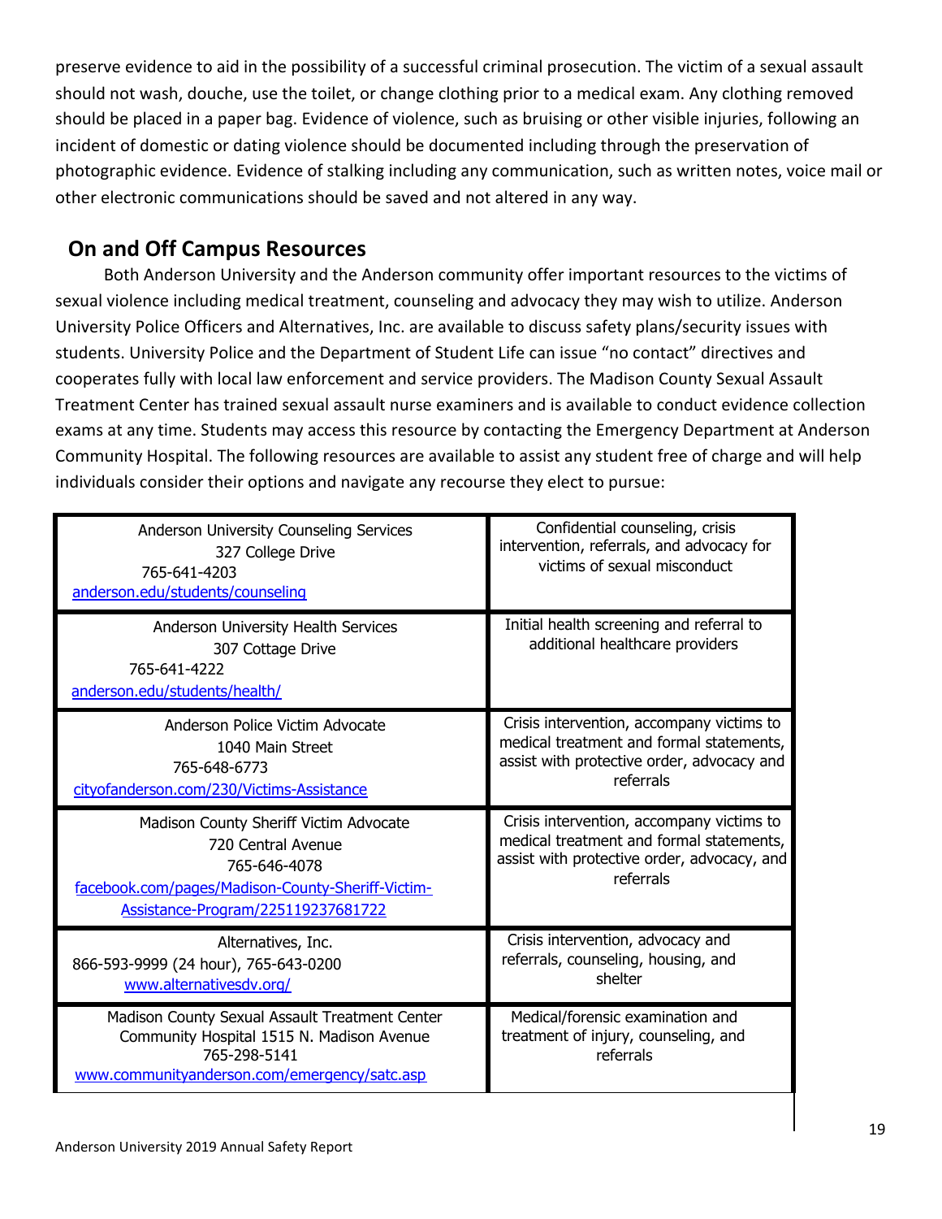preserve evidence to aid in the possibility of a successful criminal prosecution. The victim of a sexual assault should not wash, douche, use the toilet, or change clothing prior to a medical exam. Any clothing removed should be placed in a paper bag. Evidence of violence, such as bruising or other visible injuries, following an incident of domestic or dating violence should be documented including through the preservation of photographic evidence. Evidence of stalking including any communication, such as written notes, voice mail or other electronic communications should be saved and not altered in any way.

## On and Off Campus Resources

Both Anderson University and the Anderson community offer important resources to the victims of sexual violence including medical treatment, counseling and advocacy they may wish to utilize. Anderson University Police Officers and Alternatives, Inc. are available to discuss safety plans/security issues with students. University Police and the Department of Student Life can issue "no contact" directives and cooperates fully with local law enforcement and service providers. The Madison County Sexual Assault Treatment Center has trained sexual assault nurse examiners and is available to conduct evidence collection exams at any time. Students may access this resource by contacting the Emergency Department at Anderson Community Hospital. The following resources are available to assist any student free of charge and will help individuals consider their options and navigate any recourse they elect to pursue:

| Resource | Services |
|---|---|
| Anderson University Counseling Services<br>327 College Drive<br>765-641-4203<br>anderson.edu/students/counseling | Confidential counseling, crisis intervention, referrals, and advocacy for victims of sexual misconduct |
| Anderson University Health Services<br>307 Cottage Drive<br>765-641-4222<br>anderson.edu/students/health/ | Initial health screening and referral to additional healthcare providers |
| Anderson Police Victim Advocate<br>1040 Main Street<br>765-648-6773<br>cityofanderson.com/230/Victims-Assistance | Crisis intervention, accompany victims to medical treatment and formal statements, assist with protective order, advocacy and referrals |
| Madison County Sheriff Victim Advocate<br>720 Central Avenue<br>765-646-4078<br>facebook.com/pages/Madison-County-Sheriff-Victim-Assistance-Program/225119237681722 | Crisis intervention, accompany victims to medical treatment and formal statements, assist with protective order, advocacy, and referrals |
| Alternatives, Inc.<br>866-593-9999 (24 hour), 765-643-0200<br>www.alternativesdv.org/ | Crisis intervention, advocacy and referrals, counseling, housing, and shelter |
| Madison County Sexual Assault Treatment Center<br>Community Hospital 1515 N. Madison Avenue<br>765-298-5141<br>www.communityanderson.com/emergency/satc.asp | Medical/forensic examination and treatment of injury, counseling, and referrals |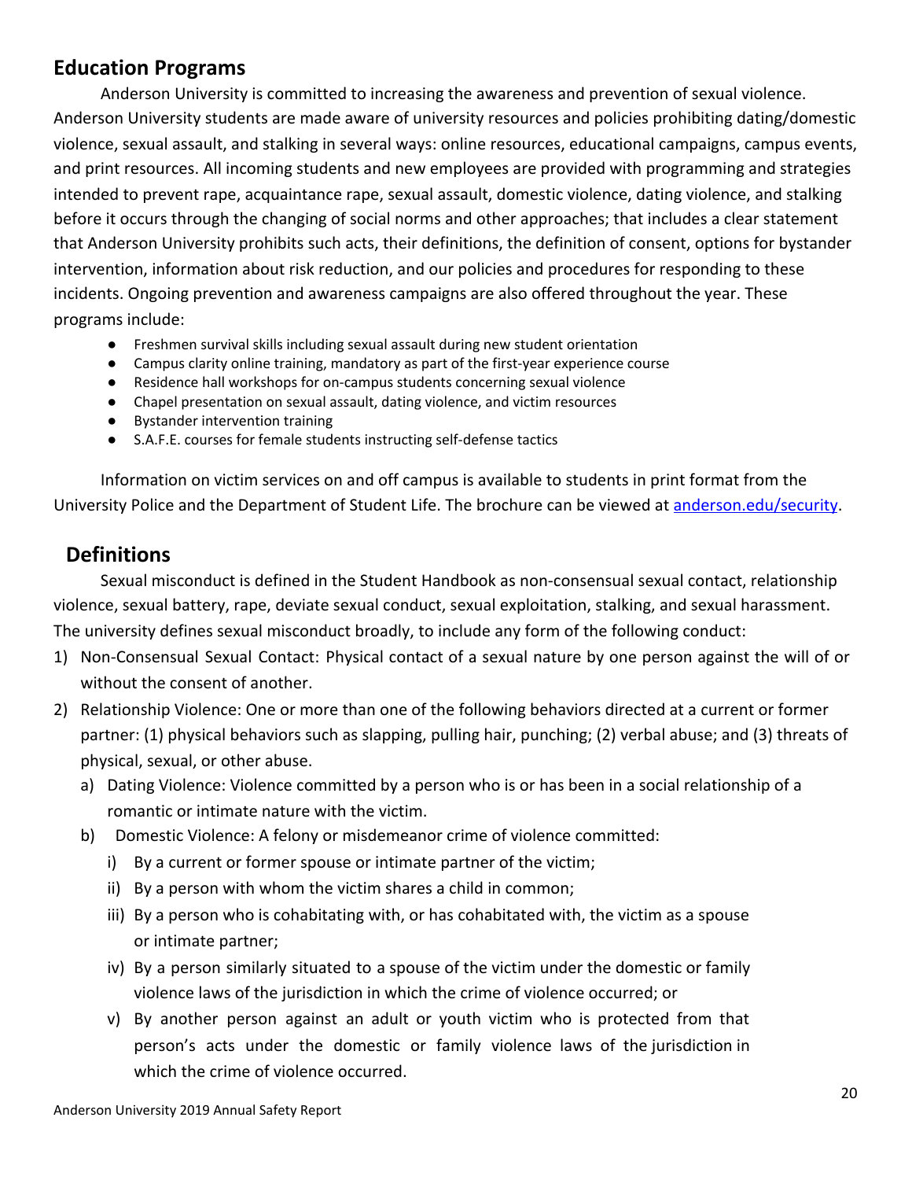## Education Programs

Anderson University is committed to increasing the awareness and prevention of sexual violence. Anderson University students are made aware of university resources and policies prohibiting dating/domestic violence, sexual assault, and stalking in several ways: online resources, educational campaigns, campus events, and print resources. All incoming students and new employees are provided with programming and strategies intended to prevent rape, acquaintance rape, sexual assault, domestic violence, dating violence, and stalking before it occurs through the changing of social norms and other approaches; that includes a clear statement that Anderson University prohibits such acts, their definitions, the definition of consent, options for bystander intervention, information about risk reduction, and our policies and procedures for responding to these incidents. Ongoing prevention and awareness campaigns are also offered throughout the year. These programs include:

- Freshmen survival skills including sexual assault during new student orientation
- Campus clarity online training, mandatory as part of the first-year experience course
- Residence hall workshops for on-campus students concerning sexual violence
- Chapel presentation on sexual assault, dating violence, and victim resources
- Bystander intervention training
- S.A.F.E. courses for female students instructing self-defense tactics

Information on victim services on and off campus is available to students in print format from the University Police and the Department of Student Life. The brochure can be viewed at anderson.edu/security.

## Definitions

Sexual misconduct is defined in the Student Handbook as non-consensual sexual contact, relationship violence, sexual battery, rape, deviate sexual conduct, sexual exploitation, stalking, and sexual harassment. The university defines sexual misconduct broadly, to include any form of the following conduct:

1) Non-Consensual Sexual Contact: Physical contact of a sexual nature by one person against the will of or without the consent of another.
2) Relationship Violence: One or more than one of the following behaviors directed at a current or former partner: (1) physical behaviors such as slapping, pulling hair, punching; (2) verbal abuse; and (3) threats of physical, sexual, or other abuse.
   a) Dating Violence: Violence committed by a person who is or has been in a social relationship of a romantic or intimate nature with the victim.
   b) Domestic Violence: A felony or misdemeanor crime of violence committed:
      i) By a current or former spouse or intimate partner of the victim;
      ii) By a person with whom the victim shares a child in common;
      iii) By a person who is cohabitating with, or has cohabitated with, the victim as a spouse or intimate partner;
      iv) By a person similarly situated to a spouse of the victim under the domestic or family violence laws of the jurisdiction in which the crime of violence occurred; or
      v) By another person against an adult or youth victim who is protected from that person's acts under the domestic or family violence laws of the jurisdiction in which the crime of violence occurred.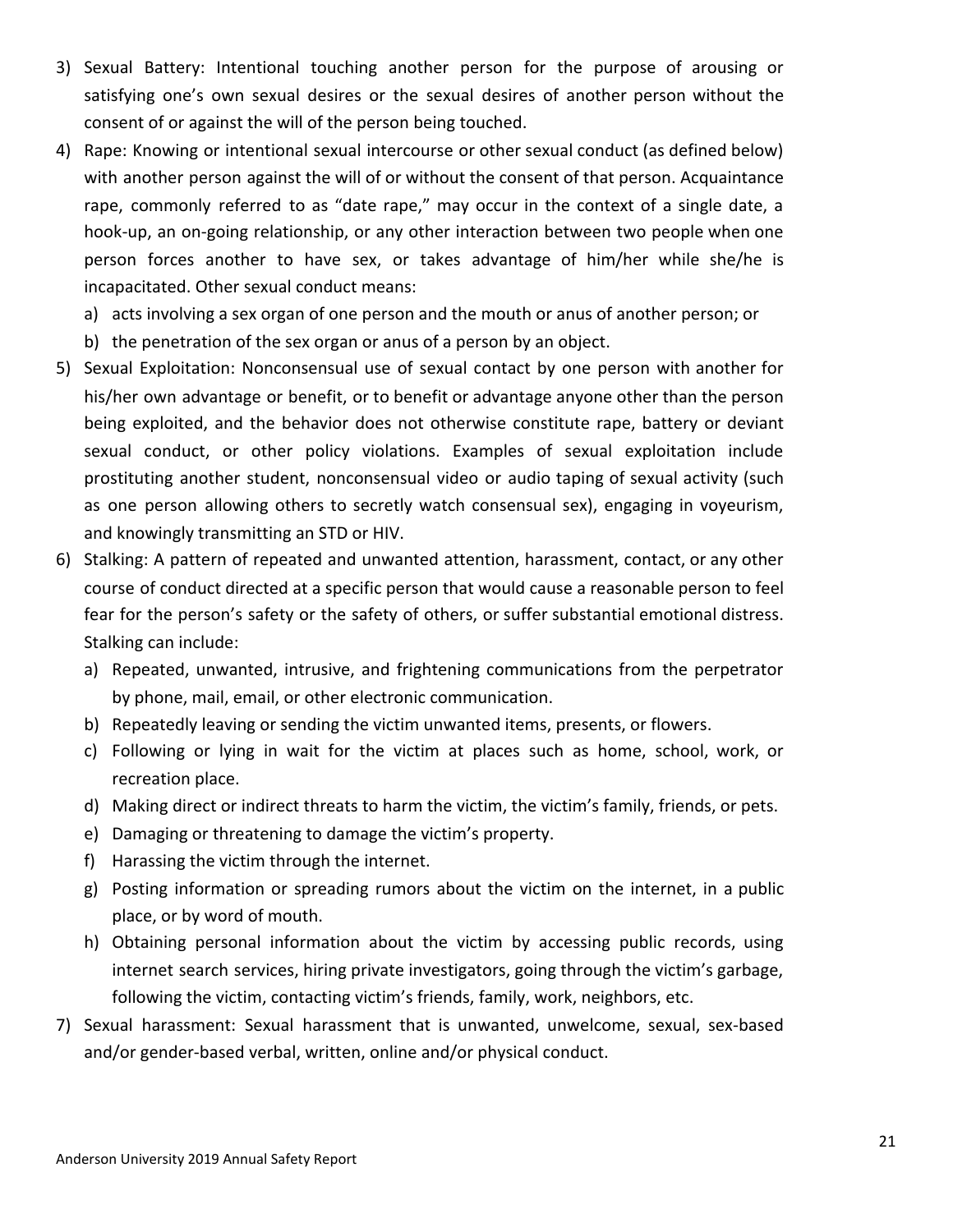3) Sexual Battery: Intentional touching another person for the purpose of arousing or satisfying one's own sexual desires or the sexual desires of another person without the consent of or against the will of the person being touched.
4) Rape: Knowing or intentional sexual intercourse or other sexual conduct (as defined below) with another person against the will of or without the consent of that person. Acquaintance rape, commonly referred to as "date rape," may occur in the context of a single date, a hook-up, an on-going relationship, or any other interaction between two people when one person forces another to have sex, or takes advantage of him/her while she/he is incapacitated. Other sexual conduct means:
   a) acts involving a sex organ of one person and the mouth or anus of another person; or
   b) the penetration of the sex organ or anus of a person by an object.
5) Sexual Exploitation: Nonconsensual use of sexual contact by one person with another for his/her own advantage or benefit, or to benefit or advantage anyone other than the person being exploited, and the behavior does not otherwise constitute rape, battery or deviant sexual conduct, or other policy violations. Examples of sexual exploitation include prostituting another student, nonconsensual video or audio taping of sexual activity (such as one person allowing others to secretly watch consensual sex), engaging in voyeurism, and knowingly transmitting an STD or HIV.
6) Stalking: A pattern of repeated and unwanted attention, harassment, contact, or any other course of conduct directed at a specific person that would cause a reasonable person to feel fear for the person's safety or the safety of others, or suffer substantial emotional distress. Stalking can include:
   a) Repeated, unwanted, intrusive, and frightening communications from the perpetrator by phone, mail, email, or other electronic communication.
   b) Repeatedly leaving or sending the victim unwanted items, presents, or flowers.
   c) Following or lying in wait for the victim at places such as home, school, work, or recreation place.
   d) Making direct or indirect threats to harm the victim, the victim's family, friends, or pets.
   e) Damaging or threatening to damage the victim's property.
   f) Harassing the victim through the internet.
   g) Posting information or spreading rumors about the victim on the internet, in a public place, or by word of mouth.
   h) Obtaining personal information about the victim by accessing public records, using internet search services, hiring private investigators, going through the victim's garbage, following the victim, contacting victim's friends, family, work, neighbors, etc.
7) Sexual harassment: Sexual harassment that is unwanted, unwelcome, sexual, sex-based and/or gender-based verbal, written, online and/or physical conduct.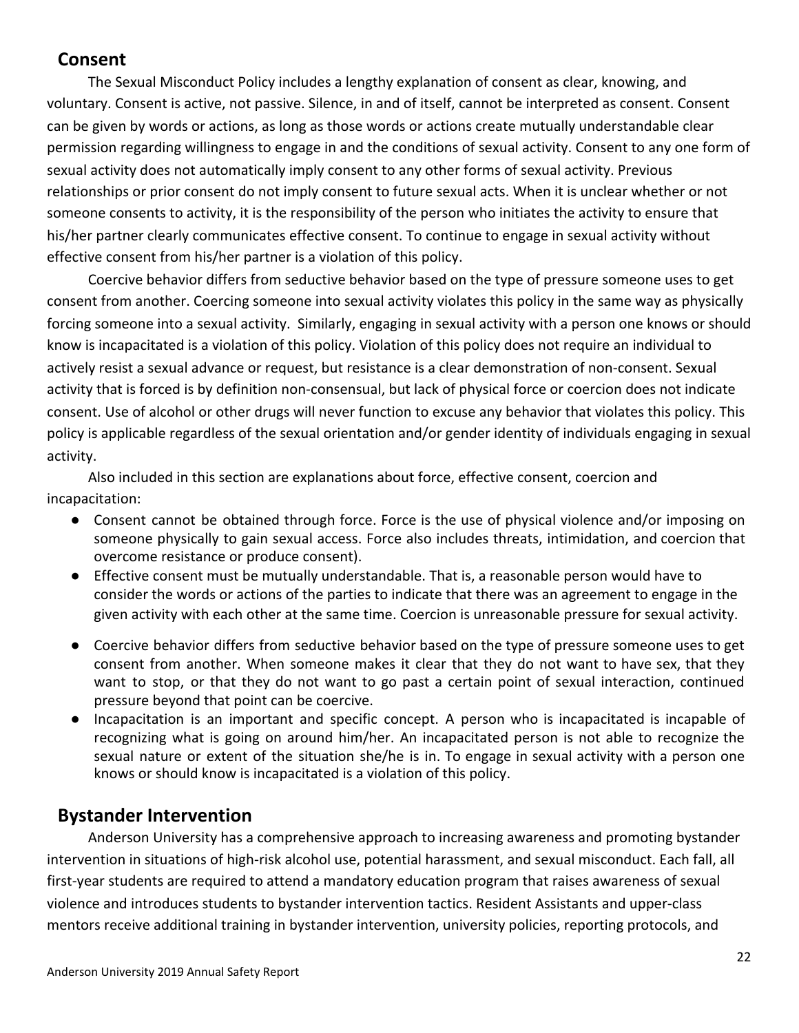## Consent

The Sexual Misconduct Policy includes a lengthy explanation of consent as clear, knowing, and voluntary. Consent is active, not passive. Silence, in and of itself, cannot be interpreted as consent. Consent can be given by words or actions, as long as those words or actions create mutually understandable clear permission regarding willingness to engage in and the conditions of sexual activity. Consent to any one form of sexual activity does not automatically imply consent to any other forms of sexual activity. Previous relationships or prior consent do not imply consent to future sexual acts. When it is unclear whether or not someone consents to activity, it is the responsibility of the person who initiates the activity to ensure that his/her partner clearly communicates effective consent. To continue to engage in sexual activity without effective consent from his/her partner is a violation of this policy.

Coercive behavior differs from seductive behavior based on the type of pressure someone uses to get consent from another. Coercing someone into sexual activity violates this policy in the same way as physically forcing someone into a sexual activity. Similarly, engaging in sexual activity with a person one knows or should know is incapacitated is a violation of this policy. Violation of this policy does not require an individual to actively resist a sexual advance or request, but resistance is a clear demonstration of non-consent. Sexual activity that is forced is by definition non-consensual, but lack of physical force or coercion does not indicate consent. Use of alcohol or other drugs will never function to excuse any behavior that violates this policy. This policy is applicable regardless of the sexual orientation and/or gender identity of individuals engaging in sexual activity.

Also included in this section are explanations about force, effective consent, coercion and incapacitation:

- Consent cannot be obtained through force. Force is the use of physical violence and/or imposing on someone physically to gain sexual access. Force also includes threats, intimidation, and coercion that overcome resistance or produce consent).
- Effective consent must be mutually understandable. That is, a reasonable person would have to consider the words or actions of the parties to indicate that there was an agreement to engage in the given activity with each other at the same time. Coercion is unreasonable pressure for sexual activity.
- Coercive behavior differs from seductive behavior based on the type of pressure someone uses to get consent from another. When someone makes it clear that they do not want to have sex, that they want to stop, or that they do not want to go past a certain point of sexual interaction, continued pressure beyond that point can be coercive.
- Incapacitation is an important and specific concept. A person who is incapacitated is incapable of recognizing what is going on around him/her. An incapacitated person is not able to recognize the sexual nature or extent of the situation she/he is in. To engage in sexual activity with a person one knows or should know is incapacitated is a violation of this policy.

## Bystander Intervention

Anderson University has a comprehensive approach to increasing awareness and promoting bystander intervention in situations of high-risk alcohol use, potential harassment, and sexual misconduct. Each fall, all first-year students are required to attend a mandatory education program that raises awareness of sexual violence and introduces students to bystander intervention tactics. Resident Assistants and upper-class mentors receive additional training in bystander intervention, university policies, reporting protocols, and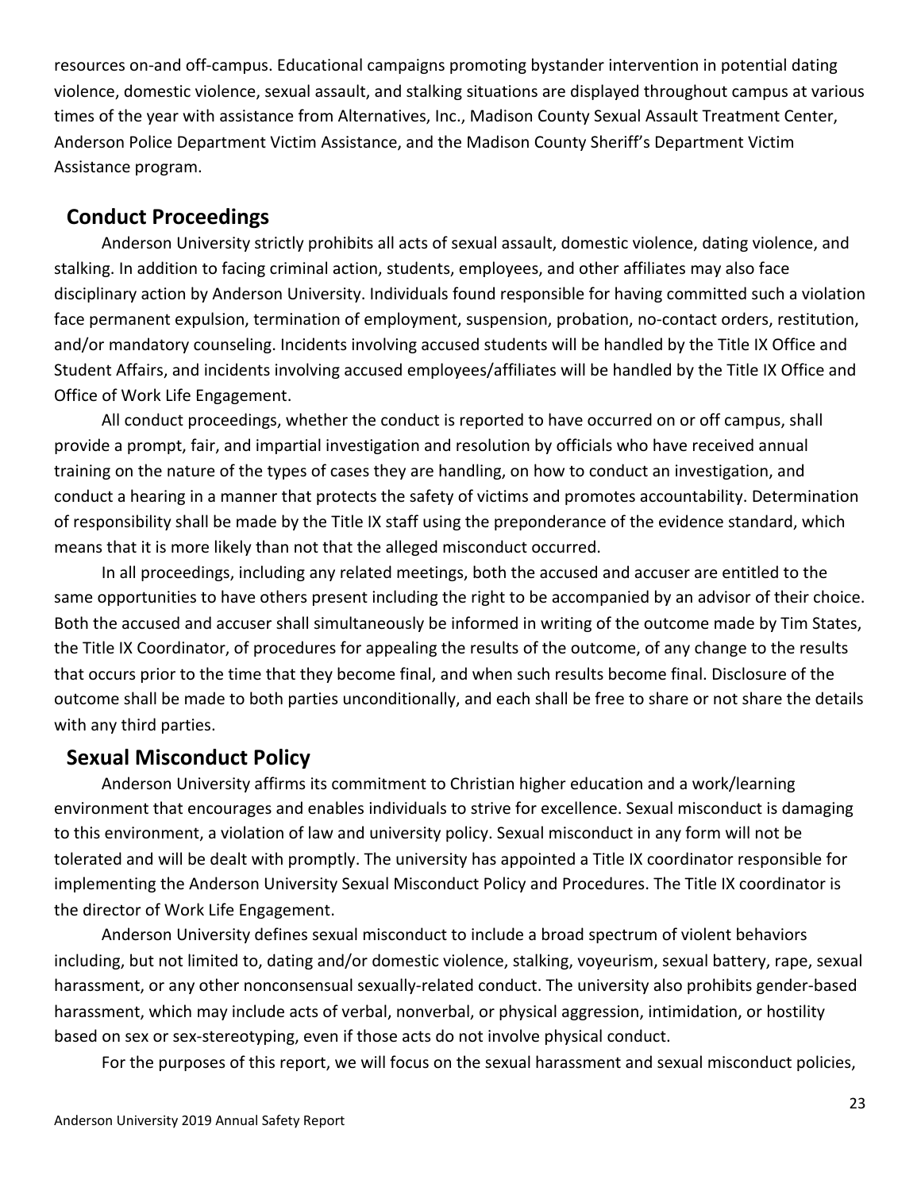resources on-and off-campus. Educational campaigns promoting bystander intervention in potential dating violence, domestic violence, sexual assault, and stalking situations are displayed throughout campus at various times of the year with assistance from Alternatives, Inc., Madison County Sexual Assault Treatment Center, Anderson Police Department Victim Assistance, and the Madison County Sheriff's Department Victim Assistance program.

## Conduct Proceedings

Anderson University strictly prohibits all acts of sexual assault, domestic violence, dating violence, and stalking. In addition to facing criminal action, students, employees, and other affiliates may also face disciplinary action by Anderson University. Individuals found responsible for having committed such a violation face permanent expulsion, termination of employment, suspension, probation, no-contact orders, restitution, and/or mandatory counseling. Incidents involving accused students will be handled by the Title IX Office and Student Affairs, and incidents involving accused employees/affiliates will be handled by the Title IX Office and Office of Work Life Engagement.

All conduct proceedings, whether the conduct is reported to have occurred on or off campus, shall provide a prompt, fair, and impartial investigation and resolution by officials who have received annual training on the nature of the types of cases they are handling, on how to conduct an investigation, and conduct a hearing in a manner that protects the safety of victims and promotes accountability. Determination of responsibility shall be made by the Title IX staff using the preponderance of the evidence standard, which means that it is more likely than not that the alleged misconduct occurred.

In all proceedings, including any related meetings, both the accused and accuser are entitled to the same opportunities to have others present including the right to be accompanied by an advisor of their choice. Both the accused and accuser shall simultaneously be informed in writing of the outcome made by Tim States, the Title IX Coordinator, of procedures for appealing the results of the outcome, of any change to the results that occurs prior to the time that they become final, and when such results become final. Disclosure of the outcome shall be made to both parties unconditionally, and each shall be free to share or not share the details with any third parties.

## Sexual Misconduct Policy

Anderson University affirms its commitment to Christian higher education and a work/learning environment that encourages and enables individuals to strive for excellence. Sexual misconduct is damaging to this environment, a violation of law and university policy. Sexual misconduct in any form will not be tolerated and will be dealt with promptly. The university has appointed a Title IX coordinator responsible for implementing the Anderson University Sexual Misconduct Policy and Procedures. The Title IX coordinator is the director of Work Life Engagement.

Anderson University defines sexual misconduct to include a broad spectrum of violent behaviors including, but not limited to, dating and/or domestic violence, stalking, voyeurism, sexual battery, rape, sexual harassment, or any other nonconsensual sexually-related conduct. The university also prohibits gender-based harassment, which may include acts of verbal, nonverbal, or physical aggression, intimidation, or hostility based on sex or sex-stereotyping, even if those acts do not involve physical conduct.

For the purposes of this report, we will focus on the sexual harassment and sexual misconduct policies,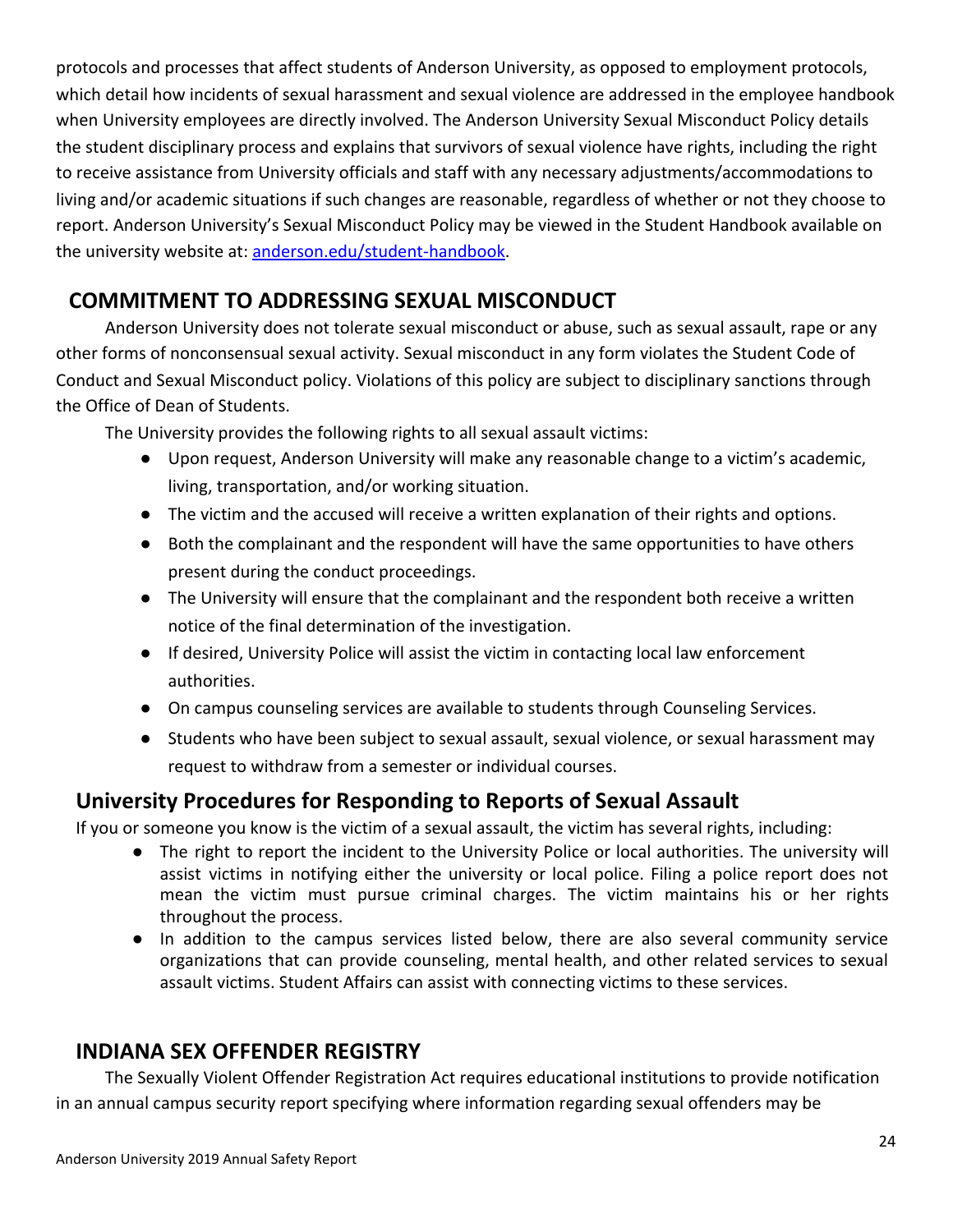protocols and processes that affect students of Anderson University, as opposed to employment protocols, which detail how incidents of sexual harassment and sexual violence are addressed in the employee handbook when University employees are directly involved. The Anderson University Sexual Misconduct Policy details the student disciplinary process and explains that survivors of sexual violence have rights, including the right to receive assistance from University officials and staff with any necessary adjustments/accommodations to living and/or academic situations if such changes are reasonable, regardless of whether or not they choose to report. Anderson University's Sexual Misconduct Policy may be viewed in the Student Handbook available on the university website at: [anderson.edu/student-handbook](anderson.edu/student-handbook).

## COMMITMENT TO ADDRESSING SEXUAL MISCONDUCT

Anderson University does not tolerate sexual misconduct or abuse, such as sexual assault, rape or any other forms of nonconsensual sexual activity. Sexual misconduct in any form violates the Student Code of Conduct and Sexual Misconduct policy. Violations of this policy are subject to disciplinary sanctions through the Office of Dean of Students.

The University provides the following rights to all sexual assault victims:

- Upon request, Anderson University will make any reasonable change to a victim's academic, living, transportation, and/or working situation.
- The victim and the accused will receive a written explanation of their rights and options.
- Both the complainant and the respondent will have the same opportunities to have others present during the conduct proceedings.
- The University will ensure that the complainant and the respondent both receive a written notice of the final determination of the investigation.
- If desired, University Police will assist the victim in contacting local law enforcement authorities.
- On campus counseling services are available to students through Counseling Services.
- Students who have been subject to sexual assault, sexual violence, or sexual harassment may request to withdraw from a semester or individual courses.

### University Procedures for Responding to Reports of Sexual Assault

If you or someone you know is the victim of a sexual assault, the victim has several rights, including:

- The right to report the incident to the University Police or local authorities. The university will assist victims in notifying either the university or local police. Filing a police report does not mean the victim must pursue criminal charges. The victim maintains his or her rights throughout the process.
- In addition to the campus services listed below, there are also several community service organizations that can provide counseling, mental health, and other related services to sexual assault victims. Student Affairs can assist with connecting victims to these services.

## INDIANA SEX OFFENDER REGISTRY

The Sexually Violent Offender Registration Act requires educational institutions to provide notification in an annual campus security report specifying where information regarding sexual offenders may be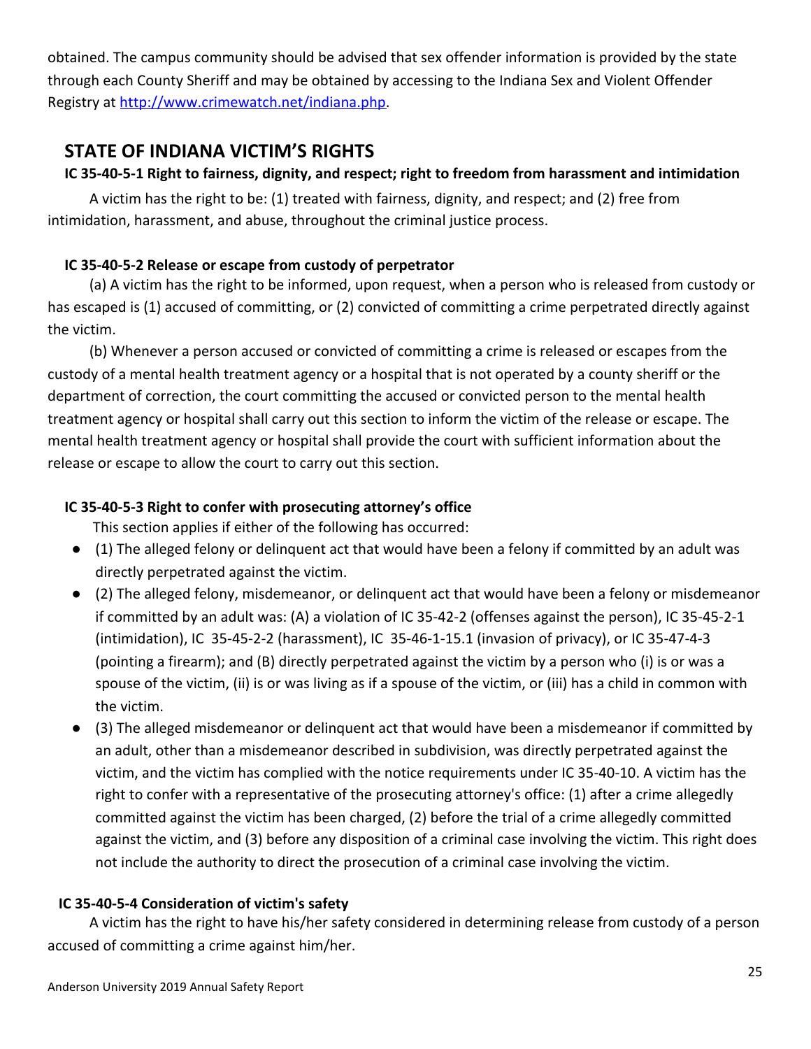obtained. The campus community should be advised that sex offender information is provided by the state through each County Sheriff and may be obtained by accessing to the Indiana Sex and Violent Offender Registry at [http://www.crimewatch.net/indiana.php](http://www.crimewatch.net/indiana.php).

## STATE OF INDIANA VICTIM'S RIGHTS

### IC 35-40-5-1 Right to fairness, dignity, and respect; right to freedom from harassment and intimidation

A victim has the right to be: (1) treated with fairness, dignity, and respect; and (2) free from intimidation, harassment, and abuse, throughout the criminal justice process.

### IC 35-40-5-2 Release or escape from custody of perpetrator

(a) A victim has the right to be informed, upon request, when a person who is released from custody or has escaped is (1) accused of committing, or (2) convicted of committing a crime perpetrated directly against the victim.

(b) Whenever a person accused or convicted of committing a crime is released or escapes from the custody of a mental health treatment agency or a hospital that is not operated by a county sheriff or the department of correction, the court committing the accused or convicted person to the mental health treatment agency or hospital shall carry out this section to inform the victim of the release or escape. The mental health treatment agency or hospital shall provide the court with sufficient information about the release or escape to allow the court to carry out this section.

### IC 35-40-5-3 Right to confer with prosecuting attorney's office

This section applies if either of the following has occurred:

- (1) The alleged felony or delinquent act that would have been a felony if committed by an adult was directly perpetrated against the victim.
- (2) The alleged felony, misdemeanor, or delinquent act that would have been a felony or misdemeanor if committed by an adult was: (A) a violation of IC 35-42-2 (offenses against the person), IC 35-45-2-1 (intimidation), IC 35-45-2-2 (harassment), IC 35-46-1-15.1 (invasion of privacy), or IC 35-47-4-3 (pointing a firearm); and (B) directly perpetrated against the victim by a person who (i) is or was a spouse of the victim, (ii) is or was living as if a spouse of the victim, or (iii) has a child in common with the victim.
- (3) The alleged misdemeanor or delinquent act that would have been a misdemeanor if committed by an adult, other than a misdemeanor described in subdivision, was directly perpetrated against the victim, and the victim has complied with the notice requirements under IC 35-40-10. A victim has the right to confer with a representative of the prosecuting attorney's office: (1) after a crime allegedly committed against the victim has been charged, (2) before the trial of a crime allegedly committed against the victim, and (3) before any disposition of a criminal case involving the victim. This right does not include the authority to direct the prosecution of a criminal case involving the victim.

### IC 35-40-5-4 Consideration of victim's safety

A victim has the right to have his/her safety considered in determining release from custody of a person accused of committing a crime against him/her.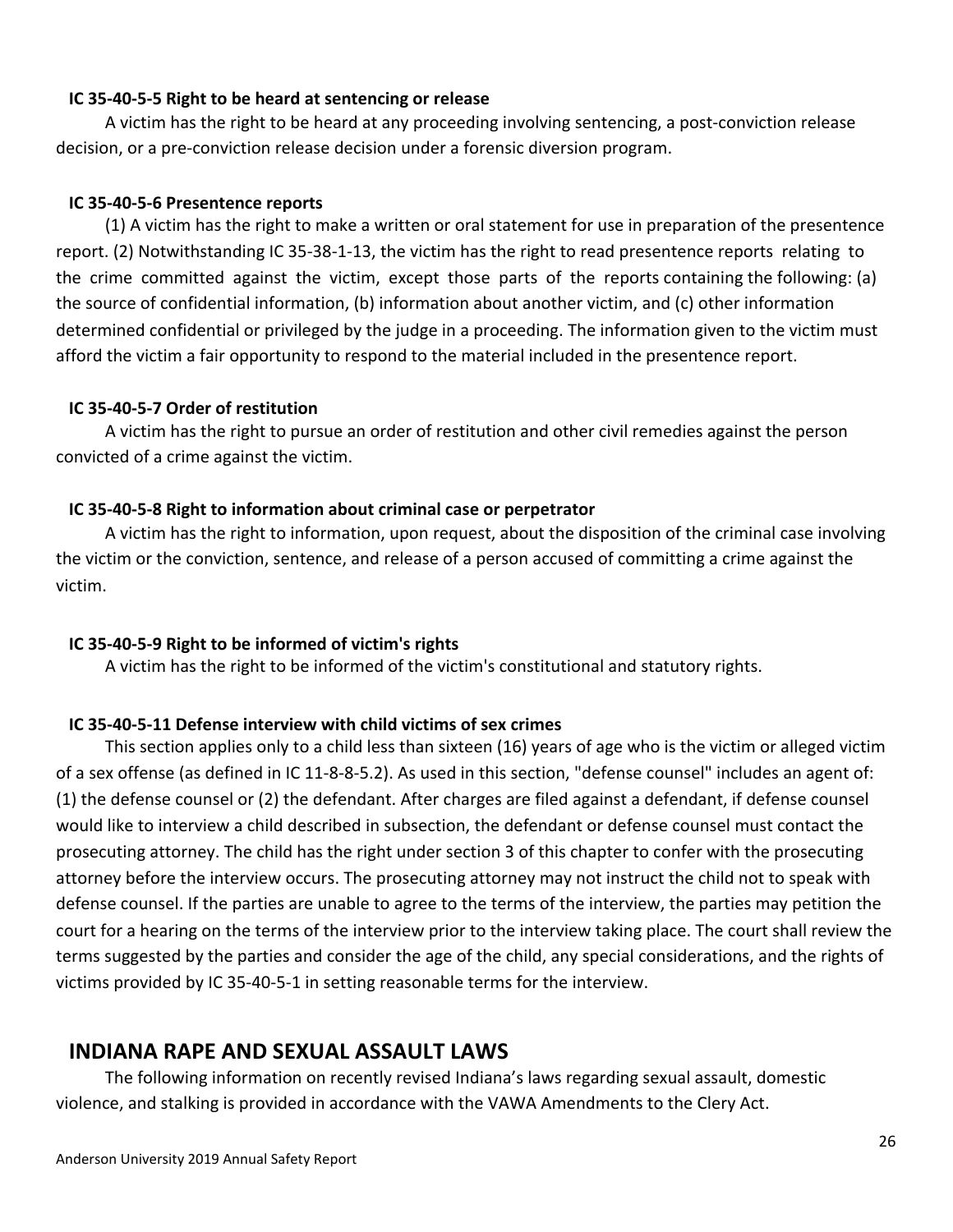**IC 35-40-5-5 Right to be heard at sentencing or release**

A victim has the right to be heard at any proceeding involving sentencing, a post-conviction release decision, or a pre-conviction release decision under a forensic diversion program.

**IC 35-40-5-6 Presentence reports**

(1) A victim has the right to make a written or oral statement for use in preparation of the presentence report. (2) Notwithstanding IC 35-38-1-13, the victim has the right to read presentence reports relating to the crime committed against the victim, except those parts of the reports containing the following: (a) the source of confidential information, (b) information about another victim, and (c) other information determined confidential or privileged by the judge in a proceeding. The information given to the victim must afford the victim a fair opportunity to respond to the material included in the presentence report.

**IC 35-40-5-7 Order of restitution**

A victim has the right to pursue an order of restitution and other civil remedies against the person convicted of a crime against the victim.

**IC 35-40-5-8 Right to information about criminal case or perpetrator**

A victim has the right to information, upon request, about the disposition of the criminal case involving the victim or the conviction, sentence, and release of a person accused of committing a crime against the victim.

**IC 35-40-5-9 Right to be informed of victim's rights**

A victim has the right to be informed of the victim's constitutional and statutory rights.

**IC 35-40-5-11 Defense interview with child victims of sex crimes**

This section applies only to a child less than sixteen (16) years of age who is the victim or alleged victim of a sex offense (as defined in IC 11-8-8-5.2). As used in this section, "defense counsel" includes an agent of: (1) the defense counsel or (2) the defendant. After charges are filed against a defendant, if defense counsel would like to interview a child described in subsection, the defendant or defense counsel must contact the prosecuting attorney. The child has the right under section 3 of this chapter to confer with the prosecuting attorney before the interview occurs. The prosecuting attorney may not instruct the child not to speak with defense counsel. If the parties are unable to agree to the terms of the interview, the parties may petition the court for a hearing on the terms of the interview prior to the interview taking place. The court shall review the terms suggested by the parties and consider the age of the child, any special considerations, and the rights of victims provided by IC 35-40-5-1 in setting reasonable terms for the interview.

## INDIANA RAPE AND SEXUAL ASSAULT LAWS

The following information on recently revised Indiana's laws regarding sexual assault, domestic violence, and stalking is provided in accordance with the VAWA Amendments to the Clery Act.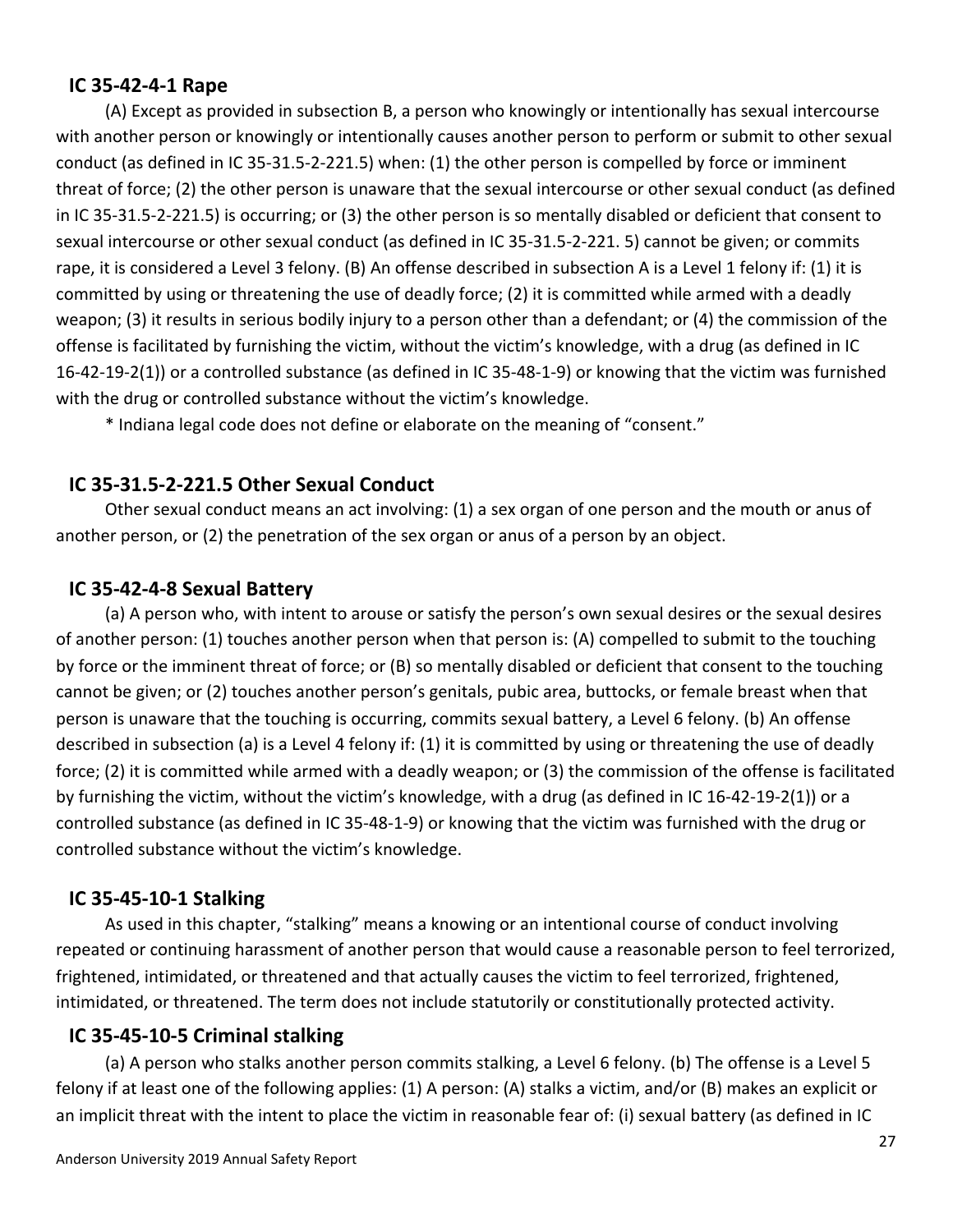### IC 35-42-4-1 Rape

(A) Except as provided in subsection B, a person who knowingly or intentionally has sexual intercourse with another person or knowingly or intentionally causes another person to perform or submit to other sexual conduct (as defined in IC 35-31.5-2-221.5) when: (1) the other person is compelled by force or imminent threat of force; (2) the other person is unaware that the sexual intercourse or other sexual conduct (as defined in IC 35-31.5-2-221.5) is occurring; or (3) the other person is so mentally disabled or deficient that consent to sexual intercourse or other sexual conduct (as defined in IC 35-31.5-2-221. 5) cannot be given; or commits rape, it is considered a Level 3 felony. (B) An offense described in subsection A is a Level 1 felony if: (1) it is committed by using or threatening the use of deadly force; (2) it is committed while armed with a deadly weapon; (3) it results in serious bodily injury to a person other than a defendant; or (4) the commission of the offense is facilitated by furnishing the victim, without the victim's knowledge, with a drug (as defined in IC 16-42-19-2(1)) or a controlled substance (as defined in IC 35-48-1-9) or knowing that the victim was furnished with the drug or controlled substance without the victim's knowledge.

* Indiana legal code does not define or elaborate on the meaning of "consent."

### IC 35-31.5-2-221.5 Other Sexual Conduct

Other sexual conduct means an act involving: (1) a sex organ of one person and the mouth or anus of another person, or (2) the penetration of the sex organ or anus of a person by an object.

### IC 35-42-4-8 Sexual Battery

(a) A person who, with intent to arouse or satisfy the person's own sexual desires or the sexual desires of another person: (1) touches another person when that person is: (A) compelled to submit to the touching by force or the imminent threat of force; or (B) so mentally disabled or deficient that consent to the touching cannot be given; or (2) touches another person's genitals, pubic area, buttocks, or female breast when that person is unaware that the touching is occurring, commits sexual battery, a Level 6 felony. (b) An offense described in subsection (a) is a Level 4 felony if: (1) it is committed by using or threatening the use of deadly force; (2) it is committed while armed with a deadly weapon; or (3) the commission of the offense is facilitated by furnishing the victim, without the victim's knowledge, with a drug (as defined in IC 16-42-19-2(1)) or a controlled substance (as defined in IC 35-48-1-9) or knowing that the victim was furnished with the drug or controlled substance without the victim's knowledge.

### IC 35-45-10-1 Stalking

As used in this chapter, "stalking" means a knowing or an intentional course of conduct involving repeated or continuing harassment of another person that would cause a reasonable person to feel terrorized, frightened, intimidated, or threatened and that actually causes the victim to feel terrorized, frightened, intimidated, or threatened. The term does not include statutorily or constitutionally protected activity.

### IC 35-45-10-5 Criminal stalking

(a) A person who stalks another person commits stalking, a Level 6 felony. (b) The offense is a Level 5 felony if at least one of the following applies: (1) A person: (A) stalks a victim, and/or (B) makes an explicit or an implicit threat with the intent to place the victim in reasonable fear of: (i) sexual battery (as defined in IC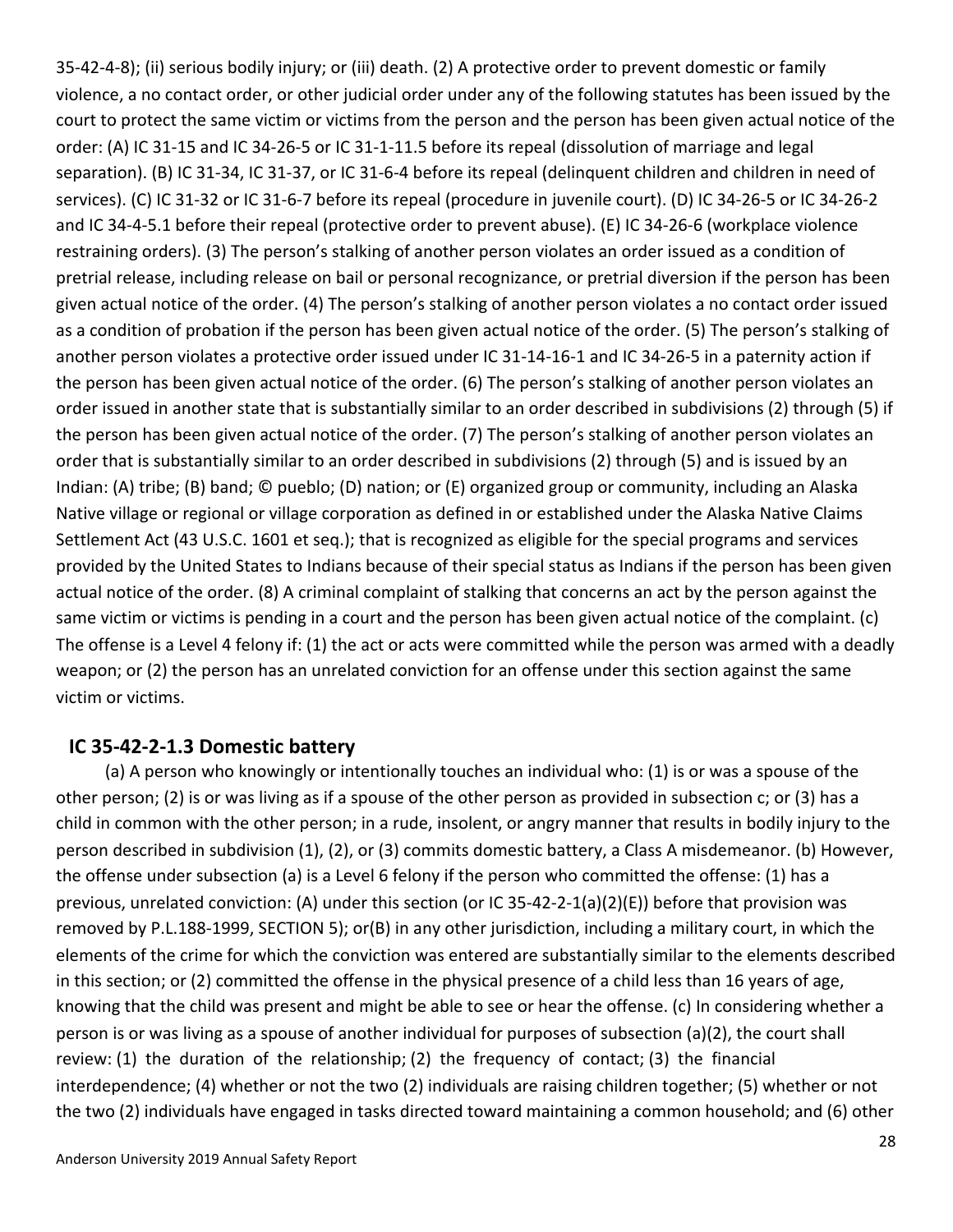35-42-4-8); (ii) serious bodily injury; or (iii) death. (2) A protective order to prevent domestic or family violence, a no contact order, or other judicial order under any of the following statutes has been issued by the court to protect the same victim or victims from the person and the person has been given actual notice of the order: (A) IC 31-15 and IC 34-26-5 or IC 31-1-11.5 before its repeal (dissolution of marriage and legal separation). (B) IC 31-34, IC 31-37, or IC 31-6-4 before its repeal (delinquent children and children in need of services). (C) IC 31-32 or IC 31-6-7 before its repeal (procedure in juvenile court). (D) IC 34-26-5 or IC 34-26-2 and IC 34-4-5.1 before their repeal (protective order to prevent abuse). (E) IC 34-26-6 (workplace violence restraining orders). (3) The person's stalking of another person violates an order issued as a condition of pretrial release, including release on bail or personal recognizance, or pretrial diversion if the person has been given actual notice of the order. (4) The person's stalking of another person violates a no contact order issued as a condition of probation if the person has been given actual notice of the order. (5) The person's stalking of another person violates a protective order issued under IC 31-14-16-1 and IC 34-26-5 in a paternity action if the person has been given actual notice of the order. (6) The person's stalking of another person violates an order issued in another state that is substantially similar to an order described in subdivisions (2) through (5) if the person has been given actual notice of the order. (7) The person's stalking of another person violates an order that is substantially similar to an order described in subdivisions (2) through (5) and is issued by an Indian: (A) tribe; (B) band; © pueblo; (D) nation; or (E) organized group or community, including an Alaska Native village or regional or village corporation as defined in or established under the Alaska Native Claims Settlement Act (43 U.S.C. 1601 et seq.); that is recognized as eligible for the special programs and services provided by the United States to Indians because of their special status as Indians if the person has been given actual notice of the order. (8) A criminal complaint of stalking that concerns an act by the person against the same victim or victims is pending in a court and the person has been given actual notice of the complaint. (c) The offense is a Level 4 felony if: (1) the act or acts were committed while the person was armed with a deadly weapon; or (2) the person has an unrelated conviction for an offense under this section against the same victim or victims.

## IC 35-42-2-1.3 Domestic battery

(a) A person who knowingly or intentionally touches an individual who: (1) is or was a spouse of the other person; (2) is or was living as if a spouse of the other person as provided in subsection c; or (3) has a child in common with the other person; in a rude, insolent, or angry manner that results in bodily injury to the person described in subdivision (1), (2), or (3) commits domestic battery, a Class A misdemeanor. (b) However, the offense under subsection (a) is a Level 6 felony if the person who committed the offense: (1) has a previous, unrelated conviction: (A) under this section (or IC 35-42-2-1(a)(2)(E)) before that provision was removed by P.L.188-1999, SECTION 5); or(B) in any other jurisdiction, including a military court, in which the elements of the crime for which the conviction was entered are substantially similar to the elements described in this section; or (2) committed the offense in the physical presence of a child less than 16 years of age, knowing that the child was present and might be able to see or hear the offense. (c) In considering whether a person is or was living as a spouse of another individual for purposes of subsection (a)(2), the court shall review: (1) the duration of the relationship; (2) the frequency of contact; (3) the financial interdependence; (4) whether or not the two (2) individuals are raising children together; (5) whether or not the two (2) individuals have engaged in tasks directed toward maintaining a common household; and (6) other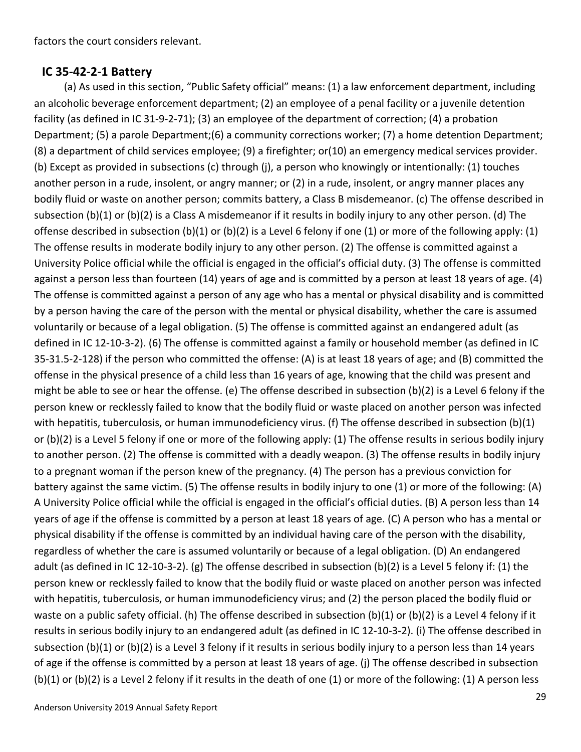factors the court considers relevant.

## IC 35-42-2-1 Battery

(a) As used in this section, "Public Safety official" means: (1) a law enforcement department, including an alcoholic beverage enforcement department; (2) an employee of a penal facility or a juvenile detention facility (as defined in IC 31-9-2-71); (3) an employee of the department of correction; (4) a probation Department; (5) a parole Department;(6) a community corrections worker; (7) a home detention Department; (8) a department of child services employee; (9) a firefighter; or(10) an emergency medical services provider. (b) Except as provided in subsections (c) through (j), a person who knowingly or intentionally: (1) touches another person in a rude, insolent, or angry manner; or (2) in a rude, insolent, or angry manner places any bodily fluid or waste on another person; commits battery, a Class B misdemeanor. (c) The offense described in subsection (b)(1) or (b)(2) is a Class A misdemeanor if it results in bodily injury to any other person. (d) The offense described in subsection (b)(1) or (b)(2) is a Level 6 felony if one (1) or more of the following apply: (1) The offense results in moderate bodily injury to any other person. (2) The offense is committed against a University Police official while the official is engaged in the official's official duty. (3) The offense is committed against a person less than fourteen (14) years of age and is committed by a person at least 18 years of age. (4) The offense is committed against a person of any age who has a mental or physical disability and is committed by a person having the care of the person with the mental or physical disability, whether the care is assumed voluntarily or because of a legal obligation. (5) The offense is committed against an endangered adult (as defined in IC 12-10-3-2). (6) The offense is committed against a family or household member (as defined in IC 35-31.5-2-128) if the person who committed the offense: (A) is at least 18 years of age; and (B) committed the offense in the physical presence of a child less than 16 years of age, knowing that the child was present and might be able to see or hear the offense. (e) The offense described in subsection (b)(2) is a Level 6 felony if the person knew or recklessly failed to know that the bodily fluid or waste placed on another person was infected with hepatitis, tuberculosis, or human immunodeficiency virus. (f) The offense described in subsection (b)(1) or (b)(2) is a Level 5 felony if one or more of the following apply: (1) The offense results in serious bodily injury to another person. (2) The offense is committed with a deadly weapon. (3) The offense results in bodily injury to a pregnant woman if the person knew of the pregnancy. (4) The person has a previous conviction for battery against the same victim. (5) The offense results in bodily injury to one (1) or more of the following: (A) A University Police official while the official is engaged in the official's official duties. (B) A person less than 14 years of age if the offense is committed by a person at least 18 years of age. (C) A person who has a mental or physical disability if the offense is committed by an individual having care of the person with the disability, regardless of whether the care is assumed voluntarily or because of a legal obligation. (D) An endangered adult (as defined in IC 12-10-3-2). (g) The offense described in subsection (b)(2) is a Level 5 felony if: (1) the person knew or recklessly failed to know that the bodily fluid or waste placed on another person was infected with hepatitis, tuberculosis, or human immunodeficiency virus; and (2) the person placed the bodily fluid or waste on a public safety official. (h) The offense described in subsection (b)(1) or (b)(2) is a Level 4 felony if it results in serious bodily injury to an endangered adult (as defined in IC 12-10-3-2). (i) The offense described in subsection (b)(1) or (b)(2) is a Level 3 felony if it results in serious bodily injury to a person less than 14 years of age if the offense is committed by a person at least 18 years of age. (j) The offense described in subsection (b)(1) or (b)(2) is a Level 2 felony if it results in the death of one (1) or more of the following: (1) A person less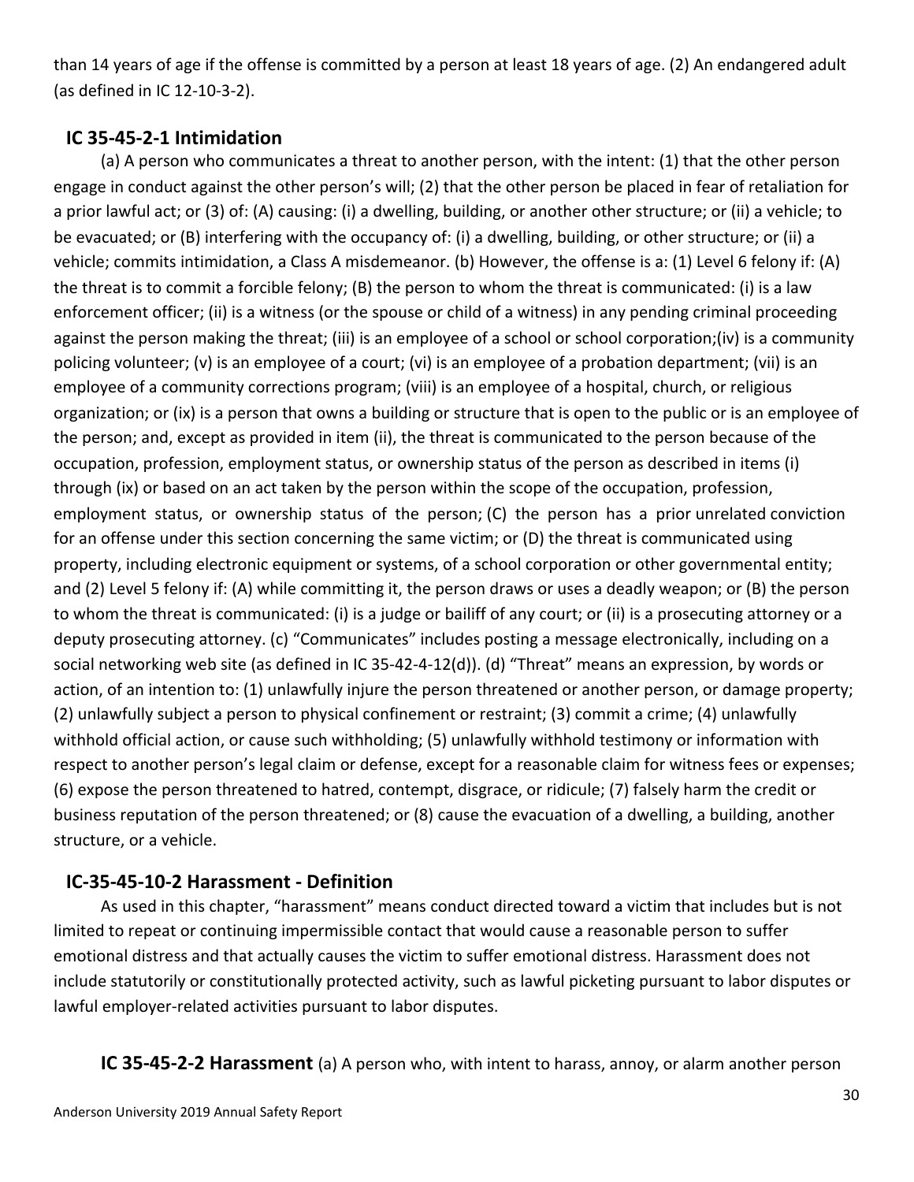than 14 years of age if the offense is committed by a person at least 18 years of age. (2) An endangered adult (as defined in IC 12-10-3-2).

### IC 35-45-2-1 Intimidation

(a) A person who communicates a threat to another person, with the intent: (1) that the other person engage in conduct against the other person's will; (2) that the other person be placed in fear of retaliation for a prior lawful act; or (3) of: (A) causing: (i) a dwelling, building, or another other structure; or (ii) a vehicle; to be evacuated; or (B) interfering with the occupancy of: (i) a dwelling, building, or other structure; or (ii) a vehicle; commits intimidation, a Class A misdemeanor. (b) However, the offense is a: (1) Level 6 felony if: (A) the threat is to commit a forcible felony; (B) the person to whom the threat is communicated: (i) is a law enforcement officer; (ii) is a witness (or the spouse or child of a witness) in any pending criminal proceeding against the person making the threat; (iii) is an employee of a school or school corporation;(iv) is a community policing volunteer; (v) is an employee of a court; (vi) is an employee of a probation department; (vii) is an employee of a community corrections program; (viii) is an employee of a hospital, church, or religious organization; or (ix) is a person that owns a building or structure that is open to the public or is an employee of the person; and, except as provided in item (ii), the threat is communicated to the person because of the occupation, profession, employment status, or ownership status of the person as described in items (i) through (ix) or based on an act taken by the person within the scope of the occupation, profession, employment status, or ownership status of the person; (C) the person has a prior unrelated conviction for an offense under this section concerning the same victim; or (D) the threat is communicated using property, including electronic equipment or systems, of a school corporation or other governmental entity; and (2) Level 5 felony if: (A) while committing it, the person draws or uses a deadly weapon; or (B) the person to whom the threat is communicated: (i) is a judge or bailiff of any court; or (ii) is a prosecuting attorney or a deputy prosecuting attorney. (c) "Communicates" includes posting a message electronically, including on a social networking web site (as defined in IC 35-42-4-12(d)). (d) "Threat" means an expression, by words or action, of an intention to: (1) unlawfully injure the person threatened or another person, or damage property; (2) unlawfully subject a person to physical confinement or restraint; (3) commit a crime; (4) unlawfully withhold official action, or cause such withholding; (5) unlawfully withhold testimony or information with respect to another person's legal claim or defense, except for a reasonable claim for witness fees or expenses; (6) expose the person threatened to hatred, contempt, disgrace, or ridicule; (7) falsely harm the credit or business reputation of the person threatened; or (8) cause the evacuation of a dwelling, a building, another structure, or a vehicle.

### IC-35-45-10-2 Harassment - Definition

As used in this chapter, "harassment" means conduct directed toward a victim that includes but is not limited to repeat or continuing impermissible contact that would cause a reasonable person to suffer emotional distress and that actually causes the victim to suffer emotional distress. Harassment does not include statutorily or constitutionally protected activity, such as lawful picketing pursuant to labor disputes or lawful employer-related activities pursuant to labor disputes.

**IC 35-45-2-2 Harassment** (a) A person who, with intent to harass, annoy, or alarm another person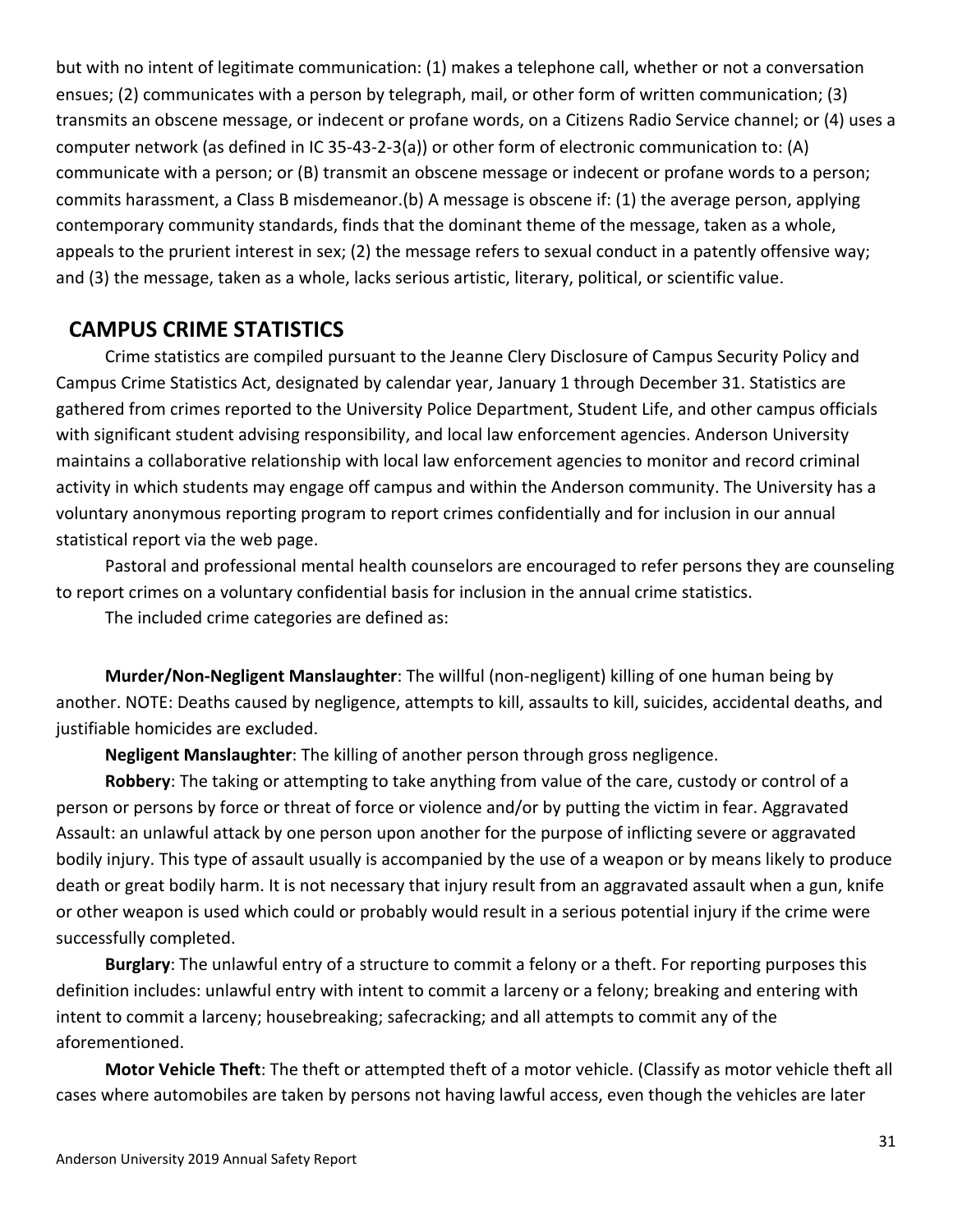but with no intent of legitimate communication: (1) makes a telephone call, whether or not a conversation ensues; (2) communicates with a person by telegraph, mail, or other form of written communication; (3) transmits an obscene message, or indecent or profane words, on a Citizens Radio Service channel; or (4) uses a computer network (as defined in IC 35-43-2-3(a)) or other form of electronic communication to: (A) communicate with a person; or (B) transmit an obscene message or indecent or profane words to a person; commits harassment, a Class B misdemeanor.(b) A message is obscene if: (1) the average person, applying contemporary community standards, finds that the dominant theme of the message, taken as a whole, appeals to the prurient interest in sex; (2) the message refers to sexual conduct in a patently offensive way; and (3) the message, taken as a whole, lacks serious artistic, literary, political, or scientific value.

## CAMPUS CRIME STATISTICS

Crime statistics are compiled pursuant to the Jeanne Clery Disclosure of Campus Security Policy and Campus Crime Statistics Act, designated by calendar year, January 1 through December 31. Statistics are gathered from crimes reported to the University Police Department, Student Life, and other campus officials with significant student advising responsibility, and local law enforcement agencies. Anderson University maintains a collaborative relationship with local law enforcement agencies to monitor and record criminal activity in which students may engage off campus and within the Anderson community. The University has a voluntary anonymous reporting program to report crimes confidentially and for inclusion in our annual statistical report via the web page.

Pastoral and professional mental health counselors are encouraged to refer persons they are counseling to report crimes on a voluntary confidential basis for inclusion in the annual crime statistics.

The included crime categories are defined as:

**Murder/Non-Negligent Manslaughter**: The willful (non-negligent) killing of one human being by another. NOTE: Deaths caused by negligence, attempts to kill, assaults to kill, suicides, accidental deaths, and justifiable homicides are excluded.

**Negligent Manslaughter**: The killing of another person through gross negligence.

**Robbery**: The taking or attempting to take anything from value of the care, custody or control of a person or persons by force or threat of force or violence and/or by putting the victim in fear. Aggravated Assault: an unlawful attack by one person upon another for the purpose of inflicting severe or aggravated bodily injury. This type of assault usually is accompanied by the use of a weapon or by means likely to produce death or great bodily harm. It is not necessary that injury result from an aggravated assault when a gun, knife or other weapon is used which could or probably would result in a serious potential injury if the crime were successfully completed.

**Burglary**: The unlawful entry of a structure to commit a felony or a theft. For reporting purposes this definition includes: unlawful entry with intent to commit a larceny or a felony; breaking and entering with intent to commit a larceny; housebreaking; safecracking; and all attempts to commit any of the aforementioned.

**Motor Vehicle Theft**: The theft or attempted theft of a motor vehicle. (Classify as motor vehicle theft all cases where automobiles are taken by persons not having lawful access, even though the vehicles are later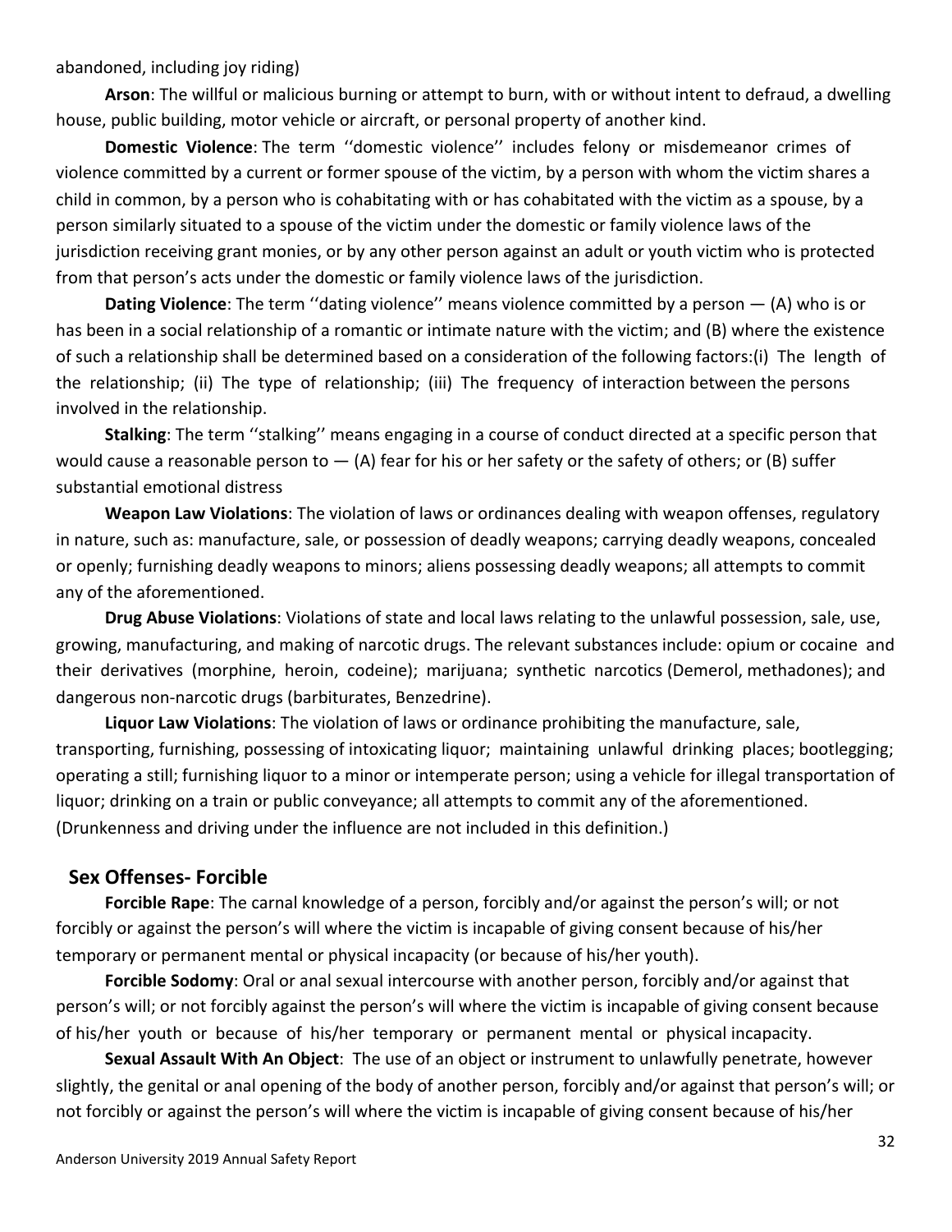abandoned, including joy riding)

**Arson**: The willful or malicious burning or attempt to burn, with or without intent to defraud, a dwelling house, public building, motor vehicle or aircraft, or personal property of another kind.

**Domestic Violence**: The term ''domestic violence'' includes felony or misdemeanor crimes of violence committed by a current or former spouse of the victim, by a person with whom the victim shares a child in common, by a person who is cohabitating with or has cohabitated with the victim as a spouse, by a person similarly situated to a spouse of the victim under the domestic or family violence laws of the jurisdiction receiving grant monies, or by any other person against an adult or youth victim who is protected from that person's acts under the domestic or family violence laws of the jurisdiction.

**Dating Violence**: The term ''dating violence'' means violence committed by a person — (A) who is or has been in a social relationship of a romantic or intimate nature with the victim; and (B) where the existence of such a relationship shall be determined based on a consideration of the following factors:(i) The length of the relationship; (ii) The type of relationship; (iii) The frequency of interaction between the persons involved in the relationship.

**Stalking**: The term ''stalking'' means engaging in a course of conduct directed at a specific person that would cause a reasonable person to — (A) fear for his or her safety or the safety of others; or (B) suffer substantial emotional distress

**Weapon Law Violations**: The violation of laws or ordinances dealing with weapon offenses, regulatory in nature, such as: manufacture, sale, or possession of deadly weapons; carrying deadly weapons, concealed or openly; furnishing deadly weapons to minors; aliens possessing deadly weapons; all attempts to commit any of the aforementioned.

**Drug Abuse Violations**: Violations of state and local laws relating to the unlawful possession, sale, use, growing, manufacturing, and making of narcotic drugs. The relevant substances include: opium or cocaine and their derivatives (morphine, heroin, codeine); marijuana; synthetic narcotics (Demerol, methadones); and dangerous non-narcotic drugs (barbiturates, Benzedrine).

**Liquor Law Violations**: The violation of laws or ordinance prohibiting the manufacture, sale, transporting, furnishing, possessing of intoxicating liquor; maintaining unlawful drinking places; bootlegging; operating a still; furnishing liquor to a minor or intemperate person; using a vehicle for illegal transportation of liquor; drinking on a train or public conveyance; all attempts to commit any of the aforementioned. (Drunkenness and driving under the influence are not included in this definition.)

## Sex Offenses- Forcible

**Forcible Rape**: The carnal knowledge of a person, forcibly and/or against the person's will; or not forcibly or against the person's will where the victim is incapable of giving consent because of his/her temporary or permanent mental or physical incapacity (or because of his/her youth).

**Forcible Sodomy**: Oral or anal sexual intercourse with another person, forcibly and/or against that person's will; or not forcibly against the person's will where the victim is incapable of giving consent because of his/her youth or because of his/her temporary or permanent mental or physical incapacity.

**Sexual Assault With An Object**: The use of an object or instrument to unlawfully penetrate, however slightly, the genital or anal opening of the body of another person, forcibly and/or against that person's will; or not forcibly or against the person's will where the victim is incapable of giving consent because of his/her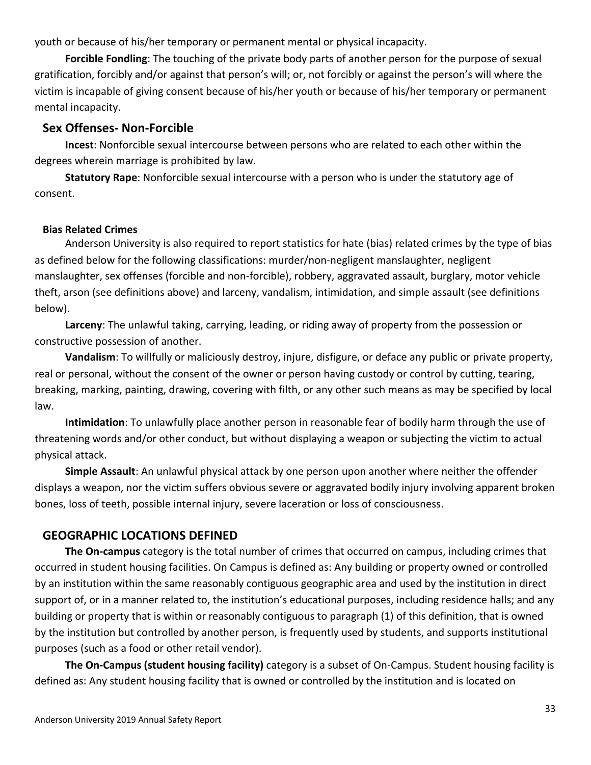youth or because of his/her temporary or permanent mental or physical incapacity.

**Forcible Fondling**: The touching of the private body parts of another person for the purpose of sexual gratification, forcibly and/or against that person's will; or, not forcibly or against the person's will where the victim is incapable of giving consent because of his/her youth or because of his/her temporary or permanent mental incapacity.

## Sex Offenses- Non-Forcible

**Incest**: Nonforcible sexual intercourse between persons who are related to each other within the degrees wherein marriage is prohibited by law.

**Statutory Rape**: Nonforcible sexual intercourse with a person who is under the statutory age of consent.

### Bias Related Crimes

Anderson University is also required to report statistics for hate (bias) related crimes by the type of bias as defined below for the following classifications: murder/non-negligent manslaughter, negligent manslaughter, sex offenses (forcible and non-forcible), robbery, aggravated assault, burglary, motor vehicle theft, arson (see definitions above) and larceny, vandalism, intimidation, and simple assault (see definitions below).

**Larceny**: The unlawful taking, carrying, leading, or riding away of property from the possession or constructive possession of another.

**Vandalism**: To willfully or maliciously destroy, injure, disfigure, or deface any public or private property, real or personal, without the consent of the owner or person having custody or control by cutting, tearing, breaking, marking, painting, drawing, covering with filth, or any other such means as may be specified by local law.

**Intimidation**: To unlawfully place another person in reasonable fear of bodily harm through the use of threatening words and/or other conduct, but without displaying a weapon or subjecting the victim to actual physical attack.

**Simple Assault**: An unlawful physical attack by one person upon another where neither the offender displays a weapon, nor the victim suffers obvious severe or aggravated bodily injury involving apparent broken bones, loss of teeth, possible internal injury, severe laceration or loss of consciousness.

## GEOGRAPHIC LOCATIONS DEFINED

**The On-campus** category is the total number of crimes that occurred on campus, including crimes that occurred in student housing facilities. On Campus is defined as: Any building or property owned or controlled by an institution within the same reasonably contiguous geographic area and used by the institution in direct support of, or in a manner related to, the institution's educational purposes, including residence halls; and any building or property that is within or reasonably contiguous to paragraph (1) of this definition, that is owned by the institution but controlled by another person, is frequently used by students, and supports institutional purposes (such as a food or other retail vendor).

**The On-Campus (student housing facility)** category is a subset of On-Campus. Student housing facility is defined as: Any student housing facility that is owned or controlled by the institution and is located on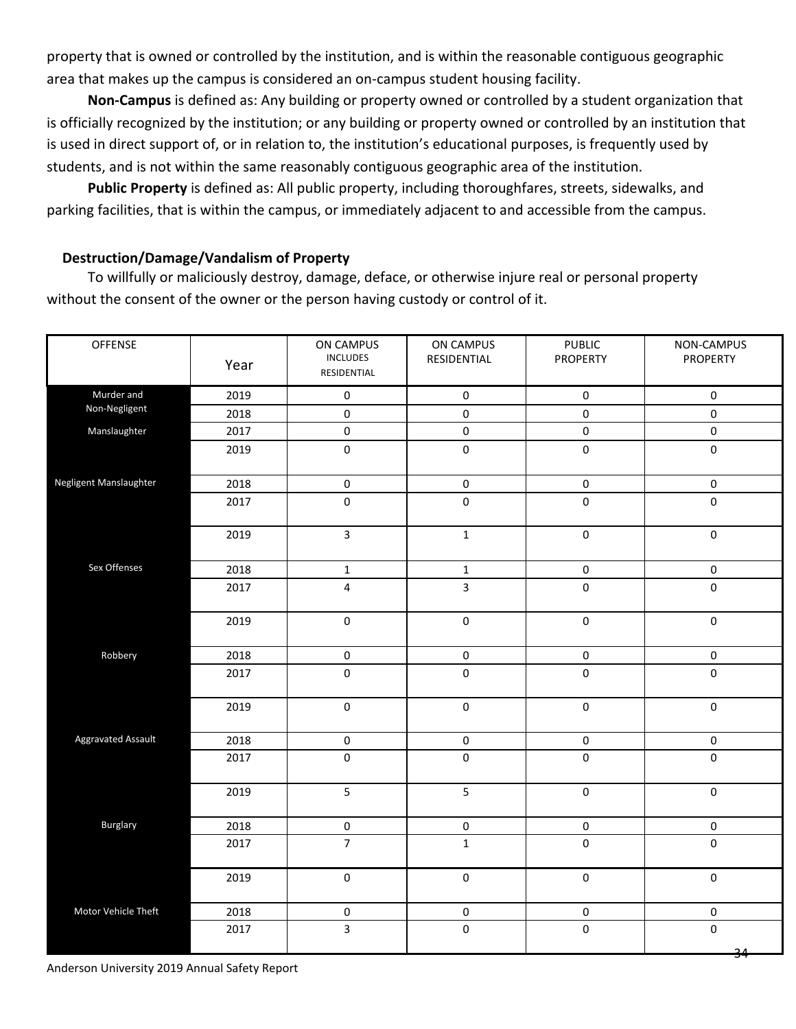property that is owned or controlled by the institution, and is within the reasonable contiguous geographic area that makes up the campus is considered an on-campus student housing facility.

**Non-Campus** is defined as: Any building or property owned or controlled by a student organization that is officially recognized by the institution; or any building or property owned or controlled by an institution that is used in direct support of, or in relation to, the institution's educational purposes, is frequently used by students, and is not within the same reasonably contiguous geographic area of the institution.

**Public Property** is defined as: All public property, including thoroughfares, streets, sidewalks, and parking facilities, that is within the campus, or immediately adjacent to and accessible from the campus.

**Destruction/Damage/Vandalism of Property**

To willfully or maliciously destroy, damage, deface, or otherwise injure real or personal property without the consent of the owner or the person having custody or control of it.

| OFFENSE | Year | ON CAMPUS INCLUDES RESIDENTIAL | ON CAMPUS RESIDENTIAL | PUBLIC PROPERTY | NON-CAMPUS PROPERTY |
|---|---|---|---|---|---|
| Murder and Non-Negligent Manslaughter | 2019 | 0 | 0 | 0 | 0 |
| | 2018 | 0 | 0 | 0 | 0 |
| | 2017 | 0 | 0 | 0 | 0 |
| Negligent Manslaughter | 2019 | 0 | 0 | 0 | 0 |
| | 2018 | 0 | 0 | 0 | 0 |
| | 2017 | 0 | 0 | 0 | 0 |
| Sex Offenses | 2019 | 3 | 1 | 0 | 0 |
| | 2018 | 1 | 1 | 0 | 0 |
| | 2017 | 4 | 3 | 0 | 0 |
| Robbery | 2019 | 0 | 0 | 0 | 0 |
| | 2018 | 0 | 0 | 0 | 0 |
| | 2017 | 0 | 0 | 0 | 0 |
| Aggravated Assault | 2019 | 0 | 0 | 0 | 0 |
| | 2018 | 0 | 0 | 0 | 0 |
| | 2017 | 0 | 0 | 0 | 0 |
| Burglary | 2019 | 5 | 5 | 0 | 0 |
| | 2018 | 0 | 0 | 0 | 0 |
| | 2017 | 7 | 1 | 0 | 0 |
| Motor Vehicle Theft | 2019 | 0 | 0 | 0 | 0 |
| | 2018 | 0 | 0 | 0 | 0 |
| | 2017 | 3 | 0 | 0 | 0 |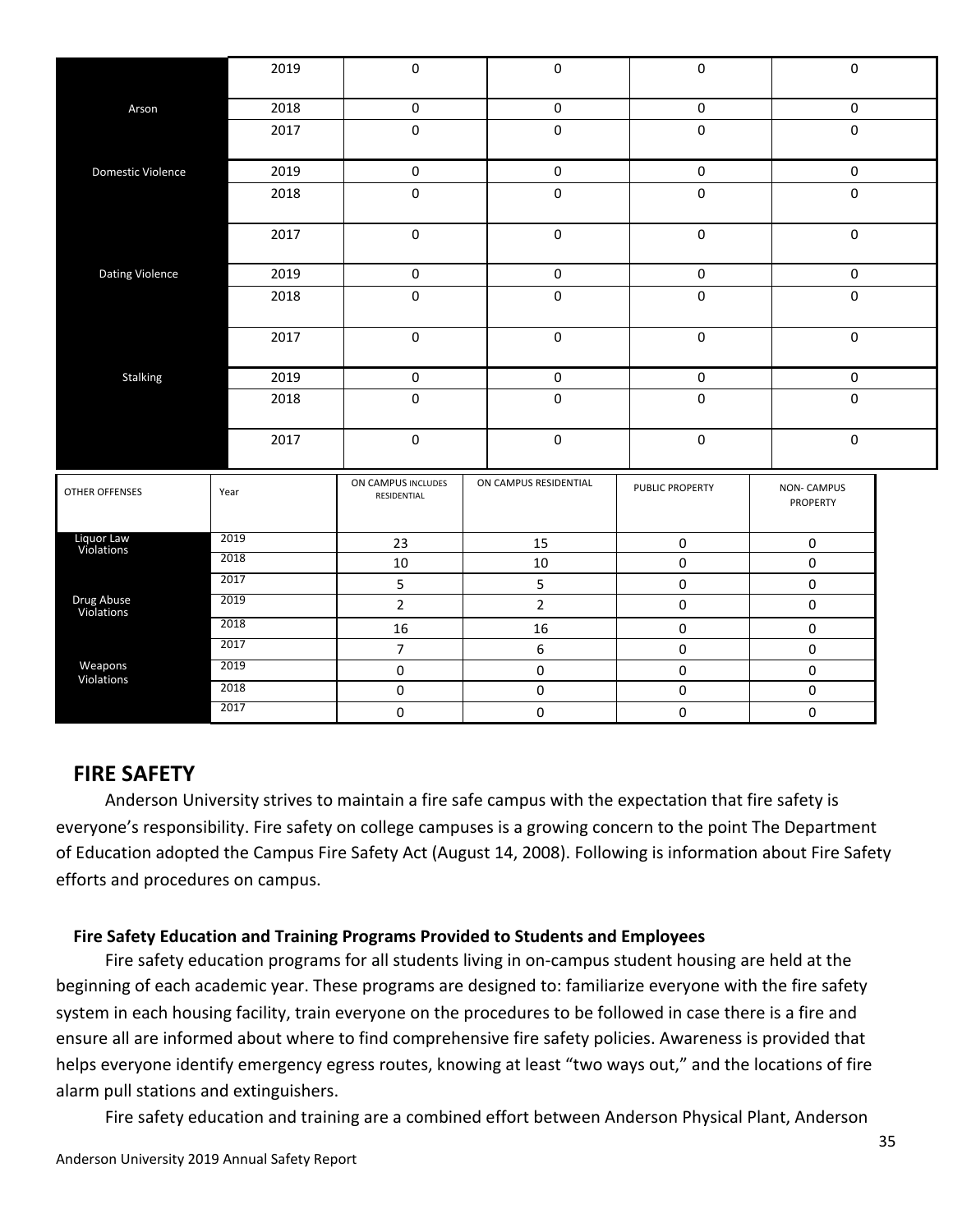|  |  |  |  |  |  |
|---|---|---|---|---|---|
|  | 2019 | 0 | 0 | 0 | 0 |
| Arson | 2018 | 0 | 0 | 0 | 0 |
|  | 2017 | 0 | 0 | 0 | 0 |
| Domestic Violence | 2019 | 0 | 0 | 0 | 0 |
|  | 2018 | 0 | 0 | 0 | 0 |
|  | 2017 | 0 | 0 | 0 | 0 |
| Dating Violence | 2019 | 0 | 0 | 0 | 0 |
|  | 2018 | 0 | 0 | 0 | 0 |
|  | 2017 | 0 | 0 | 0 | 0 |
| Stalking | 2019 | 0 | 0 | 0 | 0 |
|  | 2018 | 0 | 0 | 0 | 0 |
|  | 2017 | 0 | 0 | 0 | 0 |

| OTHER OFFENSES | Year | ON CAMPUS INCLUDES RESIDENTIAL | ON CAMPUS RESIDENTIAL | PUBLIC PROPERTY | NON- CAMPUS PROPERTY |
|---|---|---|---|---|---|
| Liquor Law Violations | 2019 | 23 | 15 | 0 | 0 |
|  | 2018 | 10 | 10 | 0 | 0 |
|  | 2017 | 5 | 5 | 0 | 0 |
| Drug Abuse Violations | 2019 | 2 | 2 | 0 | 0 |
|  | 2018 | 16 | 16 | 0 | 0 |
|  | 2017 | 7 | 6 | 0 | 0 |
| Weapons Violations | 2019 | 0 | 0 | 0 | 0 |
|  | 2018 | 0 | 0 | 0 | 0 |
|  | 2017 | 0 | 0 | 0 | 0 |

## FIRE SAFETY

Anderson University strives to maintain a fire safe campus with the expectation that fire safety is everyone's responsibility. Fire safety on college campuses is a growing concern to the point The Department of Education adopted the Campus Fire Safety Act (August 14, 2008). Following is information about Fire Safety efforts and procedures on campus.

### Fire Safety Education and Training Programs Provided to Students and Employees

Fire safety education programs for all students living in on-campus student housing are held at the beginning of each academic year. These programs are designed to: familiarize everyone with the fire safety system in each housing facility, train everyone on the procedures to be followed in case there is a fire and ensure all are informed about where to find comprehensive fire safety policies. Awareness is provided that helps everyone identify emergency egress routes, knowing at least "two ways out," and the locations of fire alarm pull stations and extinguishers.

Fire safety education and training are a combined effort between Anderson Physical Plant, Anderson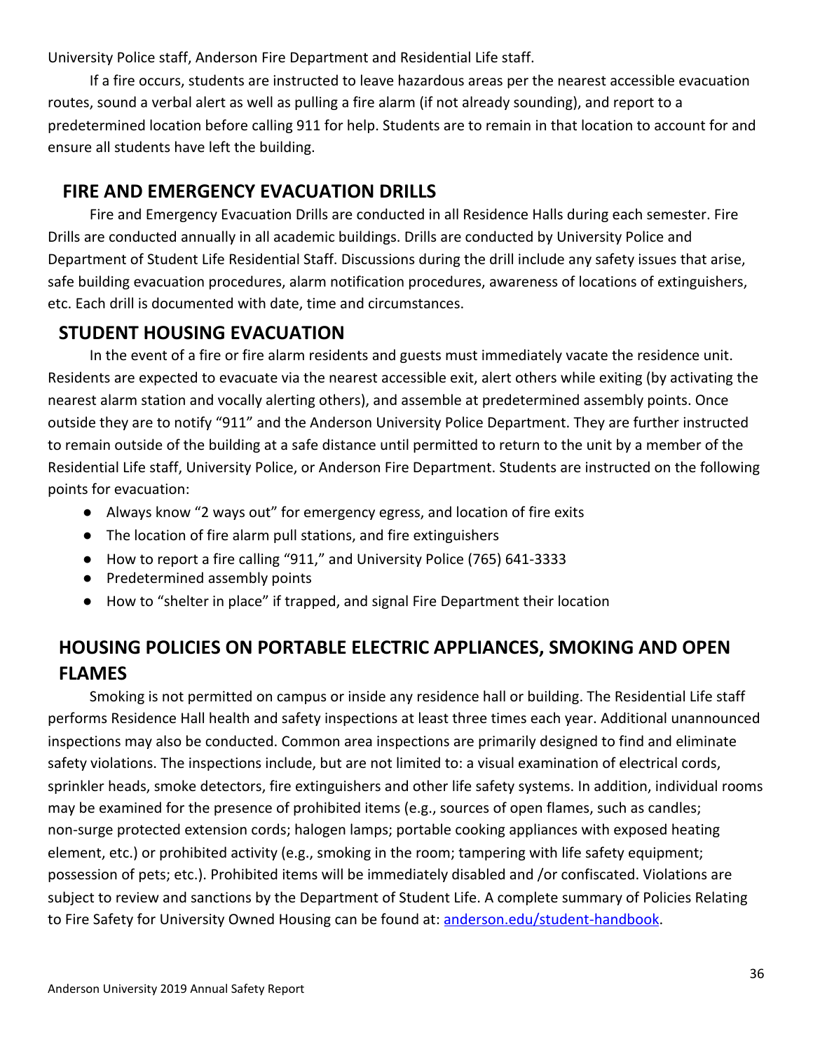University Police staff, Anderson Fire Department and Residential Life staff.

If a fire occurs, students are instructed to leave hazardous areas per the nearest accessible evacuation routes, sound a verbal alert as well as pulling a fire alarm (if not already sounding), and report to a predetermined location before calling 911 for help. Students are to remain in that location to account for and ensure all students have left the building.

## FIRE AND EMERGENCY EVACUATION DRILLS

Fire and Emergency Evacuation Drills are conducted in all Residence Halls during each semester. Fire Drills are conducted annually in all academic buildings. Drills are conducted by University Police and Department of Student Life Residential Staff. Discussions during the drill include any safety issues that arise, safe building evacuation procedures, alarm notification procedures, awareness of locations of extinguishers, etc. Each drill is documented with date, time and circumstances.

## STUDENT HOUSING EVACUATION

In the event of a fire or fire alarm residents and guests must immediately vacate the residence unit. Residents are expected to evacuate via the nearest accessible exit, alert others while exiting (by activating the nearest alarm station and vocally alerting others), and assemble at predetermined assembly points. Once outside they are to notify "911" and the Anderson University Police Department. They are further instructed to remain outside of the building at a safe distance until permitted to return to the unit by a member of the Residential Life staff, University Police, or Anderson Fire Department. Students are instructed on the following points for evacuation:

- Always know "2 ways out" for emergency egress, and location of fire exits
- The location of fire alarm pull stations, and fire extinguishers
- How to report a fire calling "911," and University Police (765) 641-3333
- Predetermined assembly points
- How to "shelter in place" if trapped, and signal Fire Department their location

## HOUSING POLICIES ON PORTABLE ELECTRIC APPLIANCES, SMOKING AND OPEN FLAMES

Smoking is not permitted on campus or inside any residence hall or building. The Residential Life staff performs Residence Hall health and safety inspections at least three times each year. Additional unannounced inspections may also be conducted. Common area inspections are primarily designed to find and eliminate safety violations. The inspections include, but are not limited to: a visual examination of electrical cords, sprinkler heads, smoke detectors, fire extinguishers and other life safety systems. In addition, individual rooms may be examined for the presence of prohibited items (e.g., sources of open flames, such as candles; non-surge protected extension cords; halogen lamps; portable cooking appliances with exposed heating element, etc.) or prohibited activity (e.g., smoking in the room; tampering with life safety equipment; possession of pets; etc.). Prohibited items will be immediately disabled and /or confiscated. Violations are subject to review and sanctions by the Department of Student Life. A complete summary of Policies Relating to Fire Safety for University Owned Housing can be found at: [anderson.edu/student-handbook](anderson.edu/student-handbook).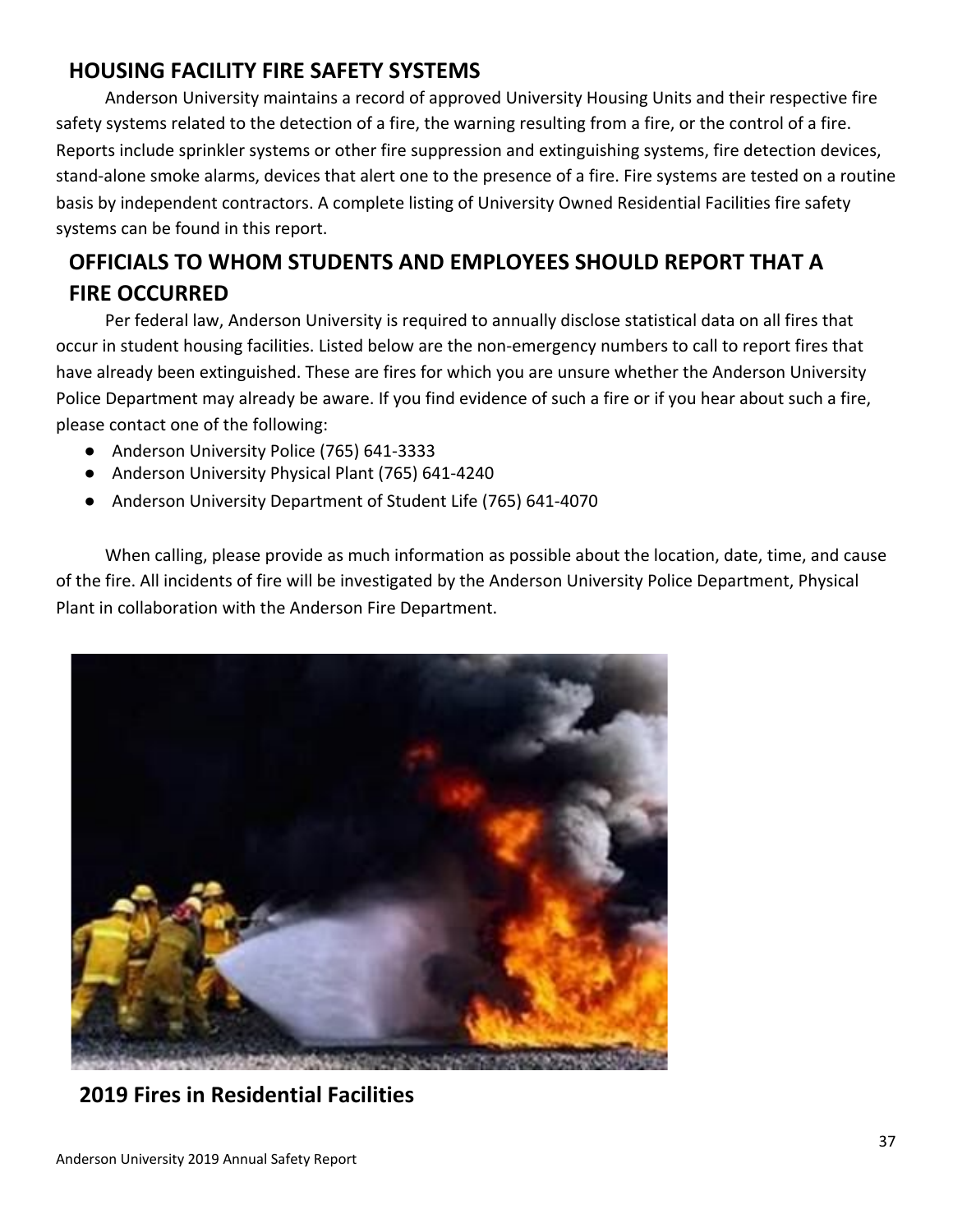## HOUSING FACILITY FIRE SAFETY SYSTEMS

Anderson University maintains a record of approved University Housing Units and their respective fire safety systems related to the detection of a fire, the warning resulting from a fire, or the control of a fire. Reports include sprinkler systems or other fire suppression and extinguishing systems, fire detection devices, stand-alone smoke alarms, devices that alert one to the presence of a fire. Fire systems are tested on a routine basis by independent contractors. A complete listing of University Owned Residential Facilities fire safety systems can be found in this report.

## OFFICIALS TO WHOM STUDENTS AND EMPLOYEES SHOULD REPORT THAT A FIRE OCCURRED

Per federal law, Anderson University is required to annually disclose statistical data on all fires that occur in student housing facilities. Listed below are the non-emergency numbers to call to report fires that have already been extinguished. These are fires for which you are unsure whether the Anderson University Police Department may already be aware. If you find evidence of such a fire or if you hear about such a fire, please contact one of the following:

- Anderson University Police (765) 641-3333
- Anderson University Physical Plant (765) 641-4240
- Anderson University Department of Student Life (765) 641-4070

When calling, please provide as much information as possible about the location, date, time, and cause of the fire. All incidents of fire will be investigated by the Anderson University Police Department, Physical Plant in collaboration with the Anderson Fire Department.

## 2019 Fires in Residential Facilities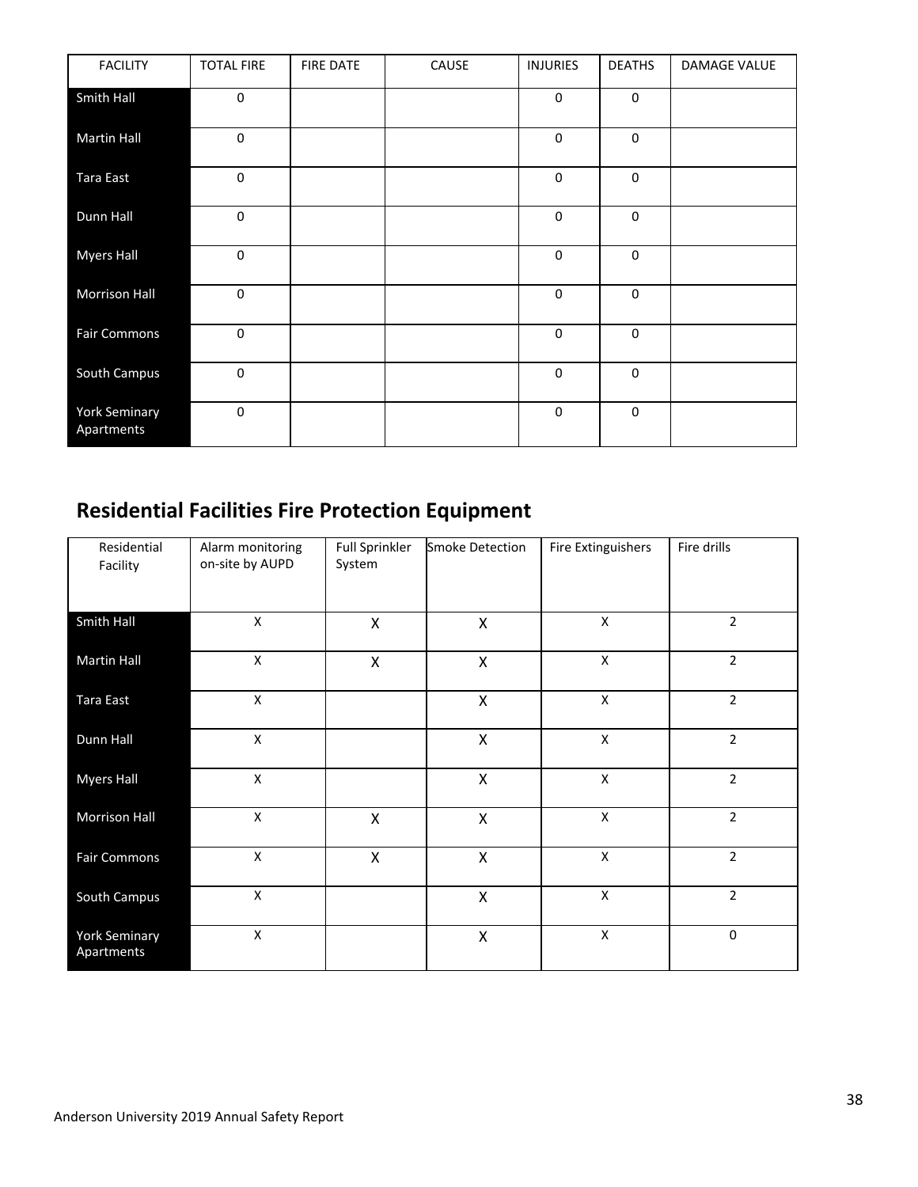| FACILITY | TOTAL FIRE | FIRE DATE | CAUSE | INJURIES | DEATHS | DAMAGE VALUE |
| --- | --- | --- | --- | --- | --- | --- |
| Smith Hall | 0 | | | 0 | 0 | |
| Martin Hall | 0 | | | 0 | 0 | |
| Tara East | 0 | | | 0 | 0 | |
| Dunn Hall | 0 | | | 0 | 0 | |
| Myers Hall | 0 | | | 0 | 0 | |
| Morrison Hall | 0 | | | 0 | 0 | |
| Fair Commons | 0 | | | 0 | 0 | |
| South Campus | 0 | | | 0 | 0 | |
| York Seminary Apartments | 0 | | | 0 | 0 | |

## Residential Facilities Fire Protection Equipment

| Residential Facility | Alarm monitoring on-site by AUPD | Full Sprinkler System | Smoke Detection | Fire Extinguishers | Fire drills |
| --- | --- | --- | --- | --- | --- |
| Smith Hall | X | X | X | X | 2 |
| Martin Hall | X | X | X | X | 2 |
| Tara East | X | | X | X | 2 |
| Dunn Hall | X | | X | X | 2 |
| Myers Hall | X | | X | X | 2 |
| Morrison Hall | X | X | X | X | 2 |
| Fair Commons | X | X | X | X | 2 |
| South Campus | X | | X | X | 2 |
| York Seminary Apartments | X | | X | X | 0 |

Anderson University 2019 Annual Safety Report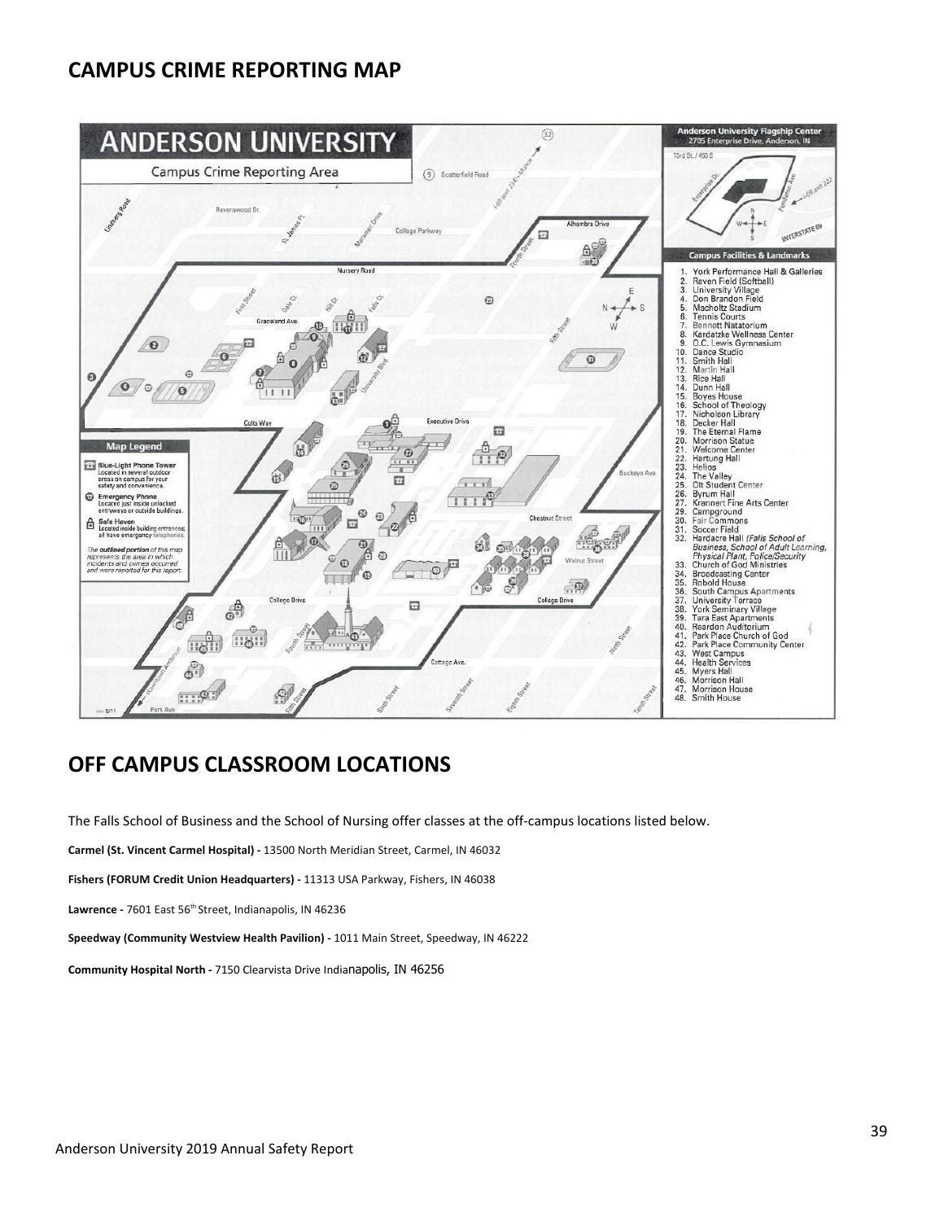## CAMPUS CRIME REPORTING MAP

ANDERSON UNIVERSITY

Campus Crime Reporting Area

Anderson University Flagship Center
2705 Enterprise Drive, Anderson, IN

Campus Facilities & Landmarks

1. York Performance Hall & Galleries
2. Raven Field (Softball)
3. University Village
4. Don Brandon Field
5. Macholtz Stadium
6. Tennis Courts
7. Bennett Natatorium
8. Kardatzke Wellness Center
9. O.C. Lewis Gymnasium
10. Dance Studio
11. Smith Hall
12. Martin Hall
13. Rice Hall
14. Dunn Hall
15. Boyes House
16. School of Theology
17. Nicholson Library
18. Decker Hall
19. The Eternal Flame
20. Morrison Statue
21. Welcome Center
22. Hartung Hall
23. Helios
24. The Valley
25. Olt Student Center
26. Byrum Hall
27. Krannert Fine Arts Center
29. Campground
30. Fair Commons
31. Soccer Field
32. Hardacre Hall (*Falls School of Business, School of Adult Learning, Physical Plant, Police/Security*)
33. Church of God Ministries
34. Broadcasting Center
35. Robold House
36. South Campus Apartments
37. University Terrace
38. York Seminary Village
39. Tara East Apartments
40. Reardon Auditorium
41. Park Place Church of God
42. Park Place Community Center
43. West Campus
44. Health Services
45. Myers Hall
46. Morrison Hall
47. Morrison House
48. Smith House

Map Legend

Blue-Light Phone Tower – Located in several outdoor areas on campus for your safety and convenience.

Emergency Phone – Located just inside unlocked entryways or outside buildings.

Safe Haven – Located inside building entrances; all have emergency telephones.

*The **outlined portion** of this map represents the area in which incidents and crimes occurred and were reported for this report.*

## OFF CAMPUS CLASSROOM LOCATIONS

The Falls School of Business and the School of Nursing offer classes at the off-campus locations listed below.

**Carmel (St. Vincent Carmel Hospital) -** 13500 North Meridian Street, Carmel, IN 46032

**Fishers (FORUM Credit Union Headquarters) -** 11313 USA Parkway, Fishers, IN 46038

**Lawrence -** 7601 East 56th Street, Indianapolis, IN 46236

**Speedway (Community Westview Health Pavilion) -** 1011 Main Street, Speedway, IN 46222

**Community Hospital North -** 7150 Clearvista Drive Indianapolis, IN 46256